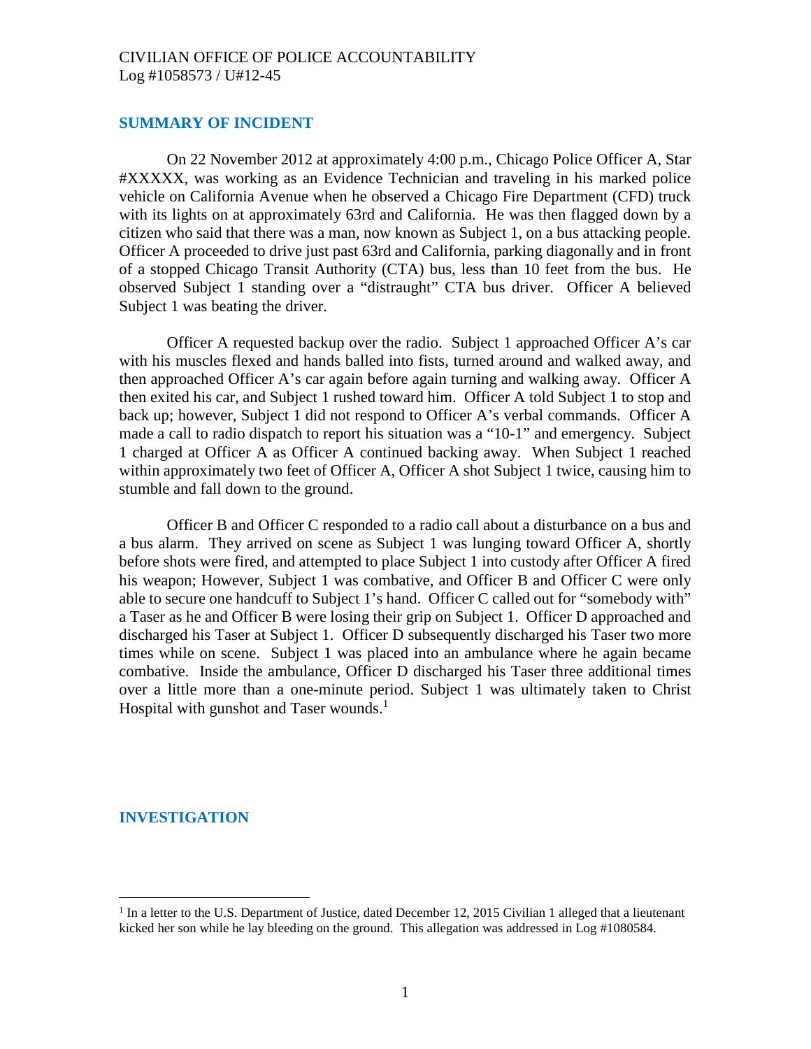CIVILIAN OFFICE OF POLICE ACCOUNTABILITY
Log #1058573 / U#12-45

## SUMMARY OF INCIDENT

On 22 November 2012 at approximately 4:00 p.m., Chicago Police Officer A, Star #XXXXX, was working as an Evidence Technician and traveling in his marked police vehicle on California Avenue when he observed a Chicago Fire Department (CFD) truck with its lights on at approximately 63rd and California. He was then flagged down by a citizen who said that there was a man, now known as Subject 1, on a bus attacking people. Officer A proceeded to drive just past 63rd and California, parking diagonally and in front of a stopped Chicago Transit Authority (CTA) bus, less than 10 feet from the bus. He observed Subject 1 standing over a "distraught" CTA bus driver. Officer A believed Subject 1 was beating the driver.

Officer A requested backup over the radio. Subject 1 approached Officer A's car with his muscles flexed and hands balled into fists, turned around and walked away, and then approached Officer A's car again before again turning and walking away. Officer A then exited his car, and Subject 1 rushed toward him. Officer A told Subject 1 to stop and back up; however, Subject 1 did not respond to Officer A's verbal commands. Officer A made a call to radio dispatch to report his situation was a "10-1" and emergency. Subject 1 charged at Officer A as Officer A continued backing away. When Subject 1 reached within approximately two feet of Officer A, Officer A shot Subject 1 twice, causing him to stumble and fall down to the ground.

Officer B and Officer C responded to a radio call about a disturbance on a bus and a bus alarm. They arrived on scene as Subject 1 was lunging toward Officer A, shortly before shots were fired, and attempted to place Subject 1 into custody after Officer A fired his weapon; However, Subject 1 was combative, and Officer B and Officer C were only able to secure one handcuff to Subject 1's hand. Officer C called out for "somebody with" a Taser as he and Officer B were losing their grip on Subject 1. Officer D approached and discharged his Taser at Subject 1. Officer D subsequently discharged his Taser two more times while on scene. Subject 1 was placed into an ambulance where he again became combative. Inside the ambulance, Officer D discharged his Taser three additional times over a little more than a one-minute period. Subject 1 was ultimately taken to Christ Hospital with gunshot and Taser wounds.[1]

## INVESTIGATION

[1] In a letter to the U.S. Department of Justice, dated December 12, 2015 Civilian 1 alleged that a lieutenant kicked her son while he lay bleeding on the ground. This allegation was addressed in Log #1080584.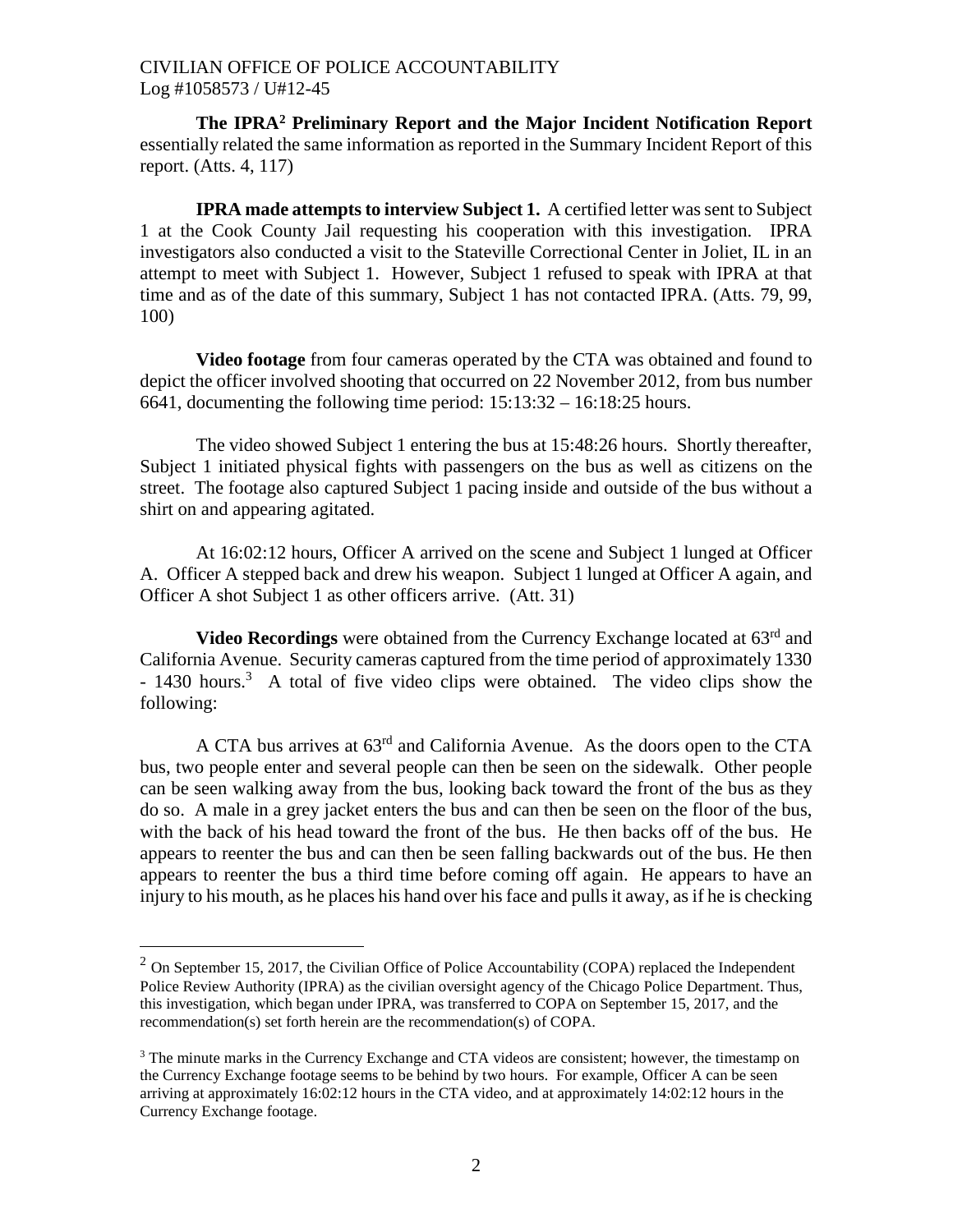**The IPRA[2] Preliminary Report and the Major Incident Notification Report** essentially related the same information as reported in the Summary Incident Report of this report. (Atts. 4, 117)

**IPRA made attempts to interview Subject 1.** A certified letter was sent to Subject 1 at the Cook County Jail requesting his cooperation with this investigation. IPRA investigators also conducted a visit to the Stateville Correctional Center in Joliet, IL in an attempt to meet with Subject 1. However, Subject 1 refused to speak with IPRA at that time and as of the date of this summary, Subject 1 has not contacted IPRA. (Atts. 79, 99, 100)

**Video footage** from four cameras operated by the CTA was obtained and found to depict the officer involved shooting that occurred on 22 November 2012, from bus number 6641, documenting the following time period: 15:13:32 – 16:18:25 hours.

The video showed Subject 1 entering the bus at 15:48:26 hours. Shortly thereafter, Subject 1 initiated physical fights with passengers on the bus as well as citizens on the street. The footage also captured Subject 1 pacing inside and outside of the bus without a shirt on and appearing agitated.

At 16:02:12 hours, Officer A arrived on the scene and Subject 1 lunged at Officer A. Officer A stepped back and drew his weapon. Subject 1 lunged at Officer A again, and Officer A shot Subject 1 as other officers arrive. (Att. 31)

**Video Recordings** were obtained from the Currency Exchange located at 63rd and California Avenue. Security cameras captured from the time period of approximately 1330 - 1430 hours.[3] A total of five video clips were obtained. The video clips show the following:

A CTA bus arrives at 63rd and California Avenue. As the doors open to the CTA bus, two people enter and several people can then be seen on the sidewalk. Other people can be seen walking away from the bus, looking back toward the front of the bus as they do so. A male in a grey jacket enters the bus and can then be seen on the floor of the bus, with the back of his head toward the front of the bus. He then backs off of the bus. He appears to reenter the bus and can then be seen falling backwards out of the bus. He then appears to reenter the bus a third time before coming off again. He appears to have an injury to his mouth, as he places his hand over his face and pulls it away, as if he is checking

---

[2] On September 15, 2017, the Civilian Office of Police Accountability (COPA) replaced the Independent Police Review Authority (IPRA) as the civilian oversight agency of the Chicago Police Department. Thus, this investigation, which began under IPRA, was transferred to COPA on September 15, 2017, and the recommendation(s) set forth herein are the recommendation(s) of COPA.

[3] The minute marks in the Currency Exchange and CTA videos are consistent; however, the timestamp on the Currency Exchange footage seems to be behind by two hours. For example, Officer A can be seen arriving at approximately 16:02:12 hours in the CTA video, and at approximately 14:02:12 hours in the Currency Exchange footage.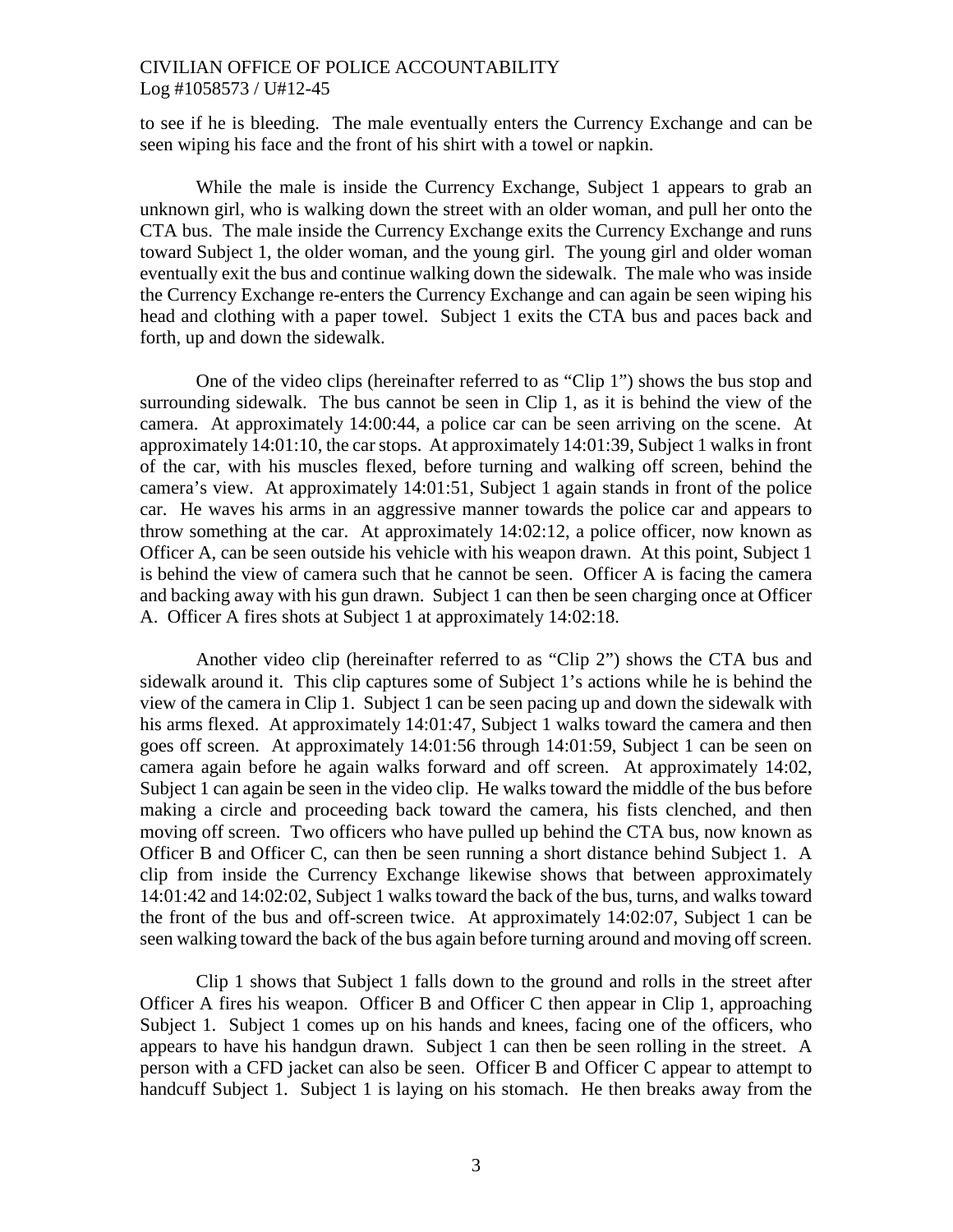to see if he is bleeding. The male eventually enters the Currency Exchange and can be seen wiping his face and the front of his shirt with a towel or napkin.

While the male is inside the Currency Exchange, Subject 1 appears to grab an unknown girl, who is walking down the street with an older woman, and pull her onto the CTA bus. The male inside the Currency Exchange exits the Currency Exchange and runs toward Subject 1, the older woman, and the young girl. The young girl and older woman eventually exit the bus and continue walking down the sidewalk. The male who was inside the Currency Exchange re-enters the Currency Exchange and can again be seen wiping his head and clothing with a paper towel. Subject 1 exits the CTA bus and paces back and forth, up and down the sidewalk.

One of the video clips (hereinafter referred to as "Clip 1") shows the bus stop and surrounding sidewalk. The bus cannot be seen in Clip 1, as it is behind the view of the camera. At approximately 14:00:44, a police car can be seen arriving on the scene. At approximately 14:01:10, the car stops. At approximately 14:01:39, Subject 1 walks in front of the car, with his muscles flexed, before turning and walking off screen, behind the camera's view. At approximately 14:01:51, Subject 1 again stands in front of the police car. He waves his arms in an aggressive manner towards the police car and appears to throw something at the car. At approximately 14:02:12, a police officer, now known as Officer A, can be seen outside his vehicle with his weapon drawn. At this point, Subject 1 is behind the view of camera such that he cannot be seen. Officer A is facing the camera and backing away with his gun drawn. Subject 1 can then be seen charging once at Officer A. Officer A fires shots at Subject 1 at approximately 14:02:18.

Another video clip (hereinafter referred to as "Clip 2") shows the CTA bus and sidewalk around it. This clip captures some of Subject 1's actions while he is behind the view of the camera in Clip 1. Subject 1 can be seen pacing up and down the sidewalk with his arms flexed. At approximately 14:01:47, Subject 1 walks toward the camera and then goes off screen. At approximately 14:01:56 through 14:01:59, Subject 1 can be seen on camera again before he again walks forward and off screen. At approximately 14:02, Subject 1 can again be seen in the video clip. He walks toward the middle of the bus before making a circle and proceeding back toward the camera, his fists clenched, and then moving off screen. Two officers who have pulled up behind the CTA bus, now known as Officer B and Officer C, can then be seen running a short distance behind Subject 1. A clip from inside the Currency Exchange likewise shows that between approximately 14:01:42 and 14:02:02, Subject 1 walks toward the back of the bus, turns, and walks toward the front of the bus and off-screen twice. At approximately 14:02:07, Subject 1 can be seen walking toward the back of the bus again before turning around and moving off screen.

Clip 1 shows that Subject 1 falls down to the ground and rolls in the street after Officer A fires his weapon. Officer B and Officer C then appear in Clip 1, approaching Subject 1. Subject 1 comes up on his hands and knees, facing one of the officers, who appears to have his handgun drawn. Subject 1 can then be seen rolling in the street. A person with a CFD jacket can also be seen. Officer B and Officer C appear to attempt to handcuff Subject 1. Subject 1 is laying on his stomach. He then breaks away from the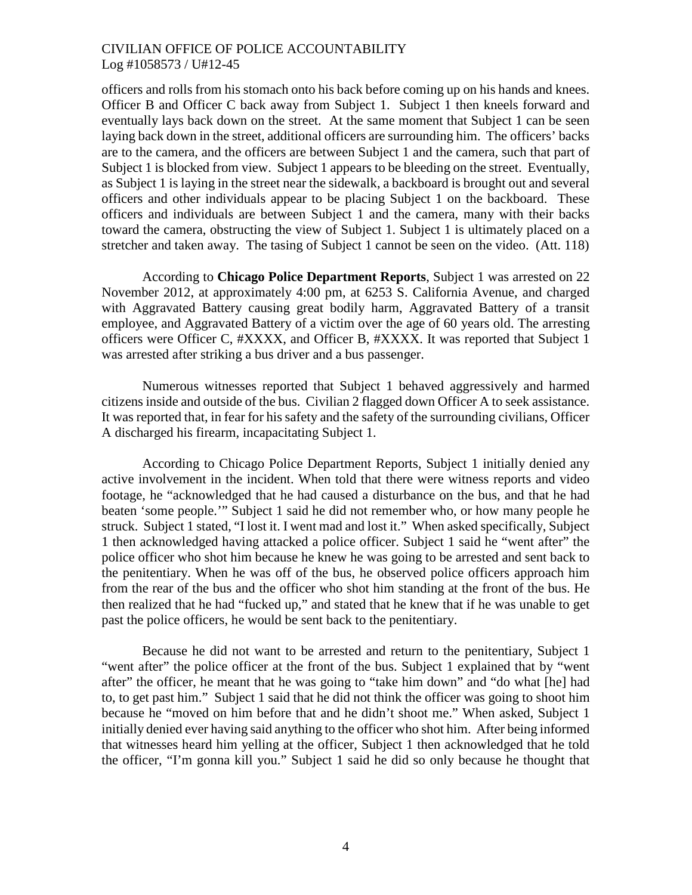officers and rolls from his stomach onto his back before coming up on his hands and knees. Officer B and Officer C back away from Subject 1. Subject 1 then kneels forward and eventually lays back down on the street. At the same moment that Subject 1 can be seen laying back down in the street, additional officers are surrounding him. The officers' backs are to the camera, and the officers are between Subject 1 and the camera, such that part of Subject 1 is blocked from view. Subject 1 appears to be bleeding on the street. Eventually, as Subject 1 is laying in the street near the sidewalk, a backboard is brought out and several officers and other individuals appear to be placing Subject 1 on the backboard. These officers and individuals are between Subject 1 and the camera, many with their backs toward the camera, obstructing the view of Subject 1. Subject 1 is ultimately placed on a stretcher and taken away. The tasing of Subject 1 cannot be seen on the video. (Att. 118)

According to **Chicago Police Department Reports**, Subject 1 was arrested on 22 November 2012, at approximately 4:00 pm, at 6253 S. California Avenue, and charged with Aggravated Battery causing great bodily harm, Aggravated Battery of a transit employee, and Aggravated Battery of a victim over the age of 60 years old. The arresting officers were Officer C, #XXXX, and Officer B, #XXXX. It was reported that Subject 1 was arrested after striking a bus driver and a bus passenger.

Numerous witnesses reported that Subject 1 behaved aggressively and harmed citizens inside and outside of the bus. Civilian 2 flagged down Officer A to seek assistance. It was reported that, in fear for his safety and the safety of the surrounding civilians, Officer A discharged his firearm, incapacitating Subject 1.

According to Chicago Police Department Reports, Subject 1 initially denied any active involvement in the incident. When told that there were witness reports and video footage, he "acknowledged that he had caused a disturbance on the bus, and that he had beaten 'some people.'" Subject 1 said he did not remember who, or how many people he struck. Subject 1 stated, "I lost it. I went mad and lost it." When asked specifically, Subject 1 then acknowledged having attacked a police officer. Subject 1 said he "went after" the police officer who shot him because he knew he was going to be arrested and sent back to the penitentiary. When he was off of the bus, he observed police officers approach him from the rear of the bus and the officer who shot him standing at the front of the bus. He then realized that he had "fucked up," and stated that he knew that if he was unable to get past the police officers, he would be sent back to the penitentiary.

Because he did not want to be arrested and return to the penitentiary, Subject 1 "went after" the police officer at the front of the bus. Subject 1 explained that by "went after" the officer, he meant that he was going to "take him down" and "do what [he] had to, to get past him." Subject 1 said that he did not think the officer was going to shoot him because he "moved on him before that and he didn't shoot me." When asked, Subject 1 initially denied ever having said anything to the officer who shot him. After being informed that witnesses heard him yelling at the officer, Subject 1 then acknowledged that he told the officer, "I'm gonna kill you." Subject 1 said he did so only because he thought that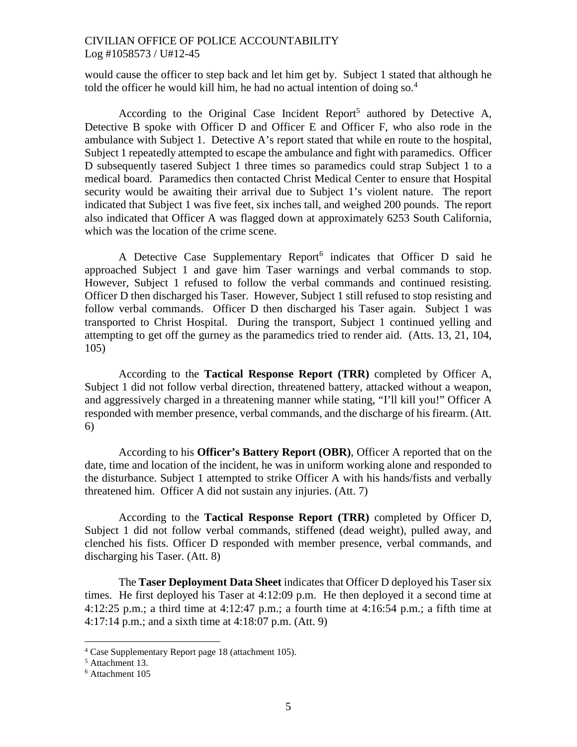would cause the officer to step back and let him get by. Subject 1 stated that although he told the officer he would kill him, he had no actual intention of doing so.[4]

According to the Original Case Incident Report[5] authored by Detective A, Detective B spoke with Officer D and Officer E and Officer F, who also rode in the ambulance with Subject 1. Detective A's report stated that while en route to the hospital, Subject 1 repeatedly attempted to escape the ambulance and fight with paramedics. Officer D subsequently tasered Subject 1 three times so paramedics could strap Subject 1 to a medical board. Paramedics then contacted Christ Medical Center to ensure that Hospital security would be awaiting their arrival due to Subject 1's violent nature. The report indicated that Subject 1 was five feet, six inches tall, and weighed 200 pounds. The report also indicated that Officer A was flagged down at approximately 6253 South California, which was the location of the crime scene.

A Detective Case Supplementary Report[6] indicates that Officer D said he approached Subject 1 and gave him Taser warnings and verbal commands to stop. However, Subject 1 refused to follow the verbal commands and continued resisting. Officer D then discharged his Taser. However, Subject 1 still refused to stop resisting and follow verbal commands. Officer D then discharged his Taser again. Subject 1 was transported to Christ Hospital. During the transport, Subject 1 continued yelling and attempting to get off the gurney as the paramedics tried to render aid. (Atts. 13, 21, 104, 105)

According to the **Tactical Response Report (TRR)** completed by Officer A, Subject 1 did not follow verbal direction, threatened battery, attacked without a weapon, and aggressively charged in a threatening manner while stating, "I'll kill you!" Officer A responded with member presence, verbal commands, and the discharge of his firearm. (Att. 6)

According to his **Officer's Battery Report (OBR)**, Officer A reported that on the date, time and location of the incident, he was in uniform working alone and responded to the disturbance. Subject 1 attempted to strike Officer A with his hands/fists and verbally threatened him. Officer A did not sustain any injuries. (Att. 7)

According to the **Tactical Response Report (TRR)** completed by Officer D, Subject 1 did not follow verbal commands, stiffened (dead weight), pulled away, and clenched his fists. Officer D responded with member presence, verbal commands, and discharging his Taser. (Att. 8)

The **Taser Deployment Data Sheet** indicates that Officer D deployed his Taser six times. He first deployed his Taser at 4:12:09 p.m. He then deployed it a second time at 4:12:25 p.m.; a third time at 4:12:47 p.m.; a fourth time at 4:16:54 p.m.; a fifth time at 4:17:14 p.m.; and a sixth time at 4:18:07 p.m. (Att. 9)

---

[4] Case Supplementary Report page 18 (attachment 105).

[5] Attachment 13.

[6] Attachment 105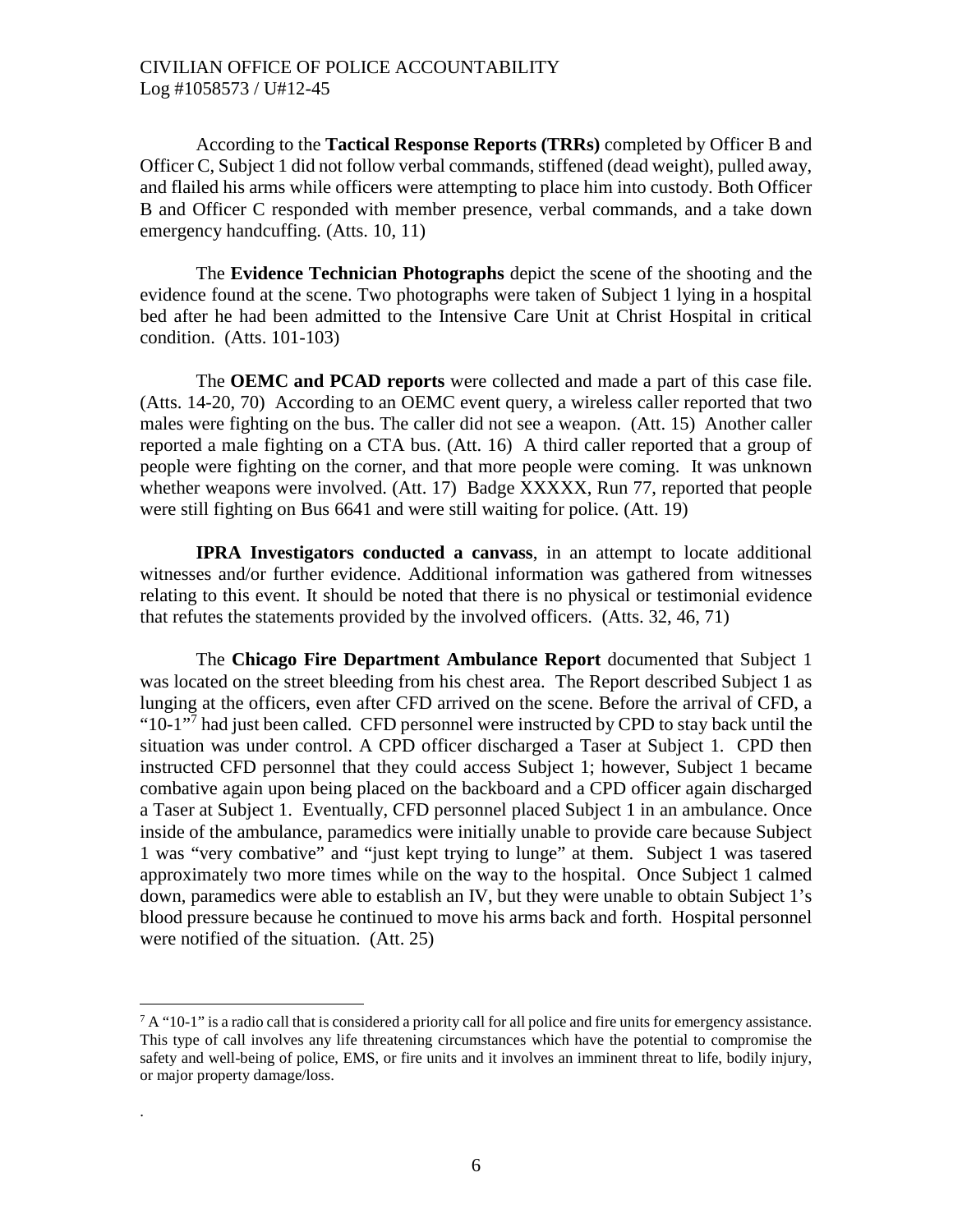According to the **Tactical Response Reports (TRRs)** completed by Officer B and Officer C, Subject 1 did not follow verbal commands, stiffened (dead weight), pulled away, and flailed his arms while officers were attempting to place him into custody. Both Officer B and Officer C responded with member presence, verbal commands, and a take down emergency handcuffing. (Atts. 10, 11)

The **Evidence Technician Photographs** depict the scene of the shooting and the evidence found at the scene. Two photographs were taken of Subject 1 lying in a hospital bed after he had been admitted to the Intensive Care Unit at Christ Hospital in critical condition. (Atts. 101-103)

The **OEMC and PCAD reports** were collected and made a part of this case file. (Atts. 14-20, 70) According to an OEMC event query, a wireless caller reported that two males were fighting on the bus. The caller did not see a weapon. (Att. 15) Another caller reported a male fighting on a CTA bus. (Att. 16) A third caller reported that a group of people were fighting on the corner, and that more people were coming. It was unknown whether weapons were involved. (Att. 17) Badge XXXXX, Run 77, reported that people were still fighting on Bus 6641 and were still waiting for police. (Att. 19)

**IPRA Investigators conducted a canvass**, in an attempt to locate additional witnesses and/or further evidence. Additional information was gathered from witnesses relating to this event. It should be noted that there is no physical or testimonial evidence that refutes the statements provided by the involved officers. (Atts. 32, 46, 71)

The **Chicago Fire Department Ambulance Report** documented that Subject 1 was located on the street bleeding from his chest area. The Report described Subject 1 as lunging at the officers, even after CFD arrived on the scene. Before the arrival of CFD, a "10-1"[7] had just been called. CFD personnel were instructed by CPD to stay back until the situation was under control. A CPD officer discharged a Taser at Subject 1. CPD then instructed CFD personnel that they could access Subject 1; however, Subject 1 became combative again upon being placed on the backboard and a CPD officer again discharged a Taser at Subject 1. Eventually, CFD personnel placed Subject 1 in an ambulance. Once inside of the ambulance, paramedics were initially unable to provide care because Subject 1 was "very combative" and "just kept trying to lunge" at them. Subject 1 was tasered approximately two more times while on the way to the hospital. Once Subject 1 calmed down, paramedics were able to establish an IV, but they were unable to obtain Subject 1's blood pressure because he continued to move his arms back and forth. Hospital personnel were notified of the situation. (Att. 25)

---

[7] A "10-1" is a radio call that is considered a priority call for all police and fire units for emergency assistance. This type of call involves any life threatening circumstances which have the potential to compromise the safety and well-being of police, EMS, or fire units and it involves an imminent threat to life, bodily injury, or major property damage/loss.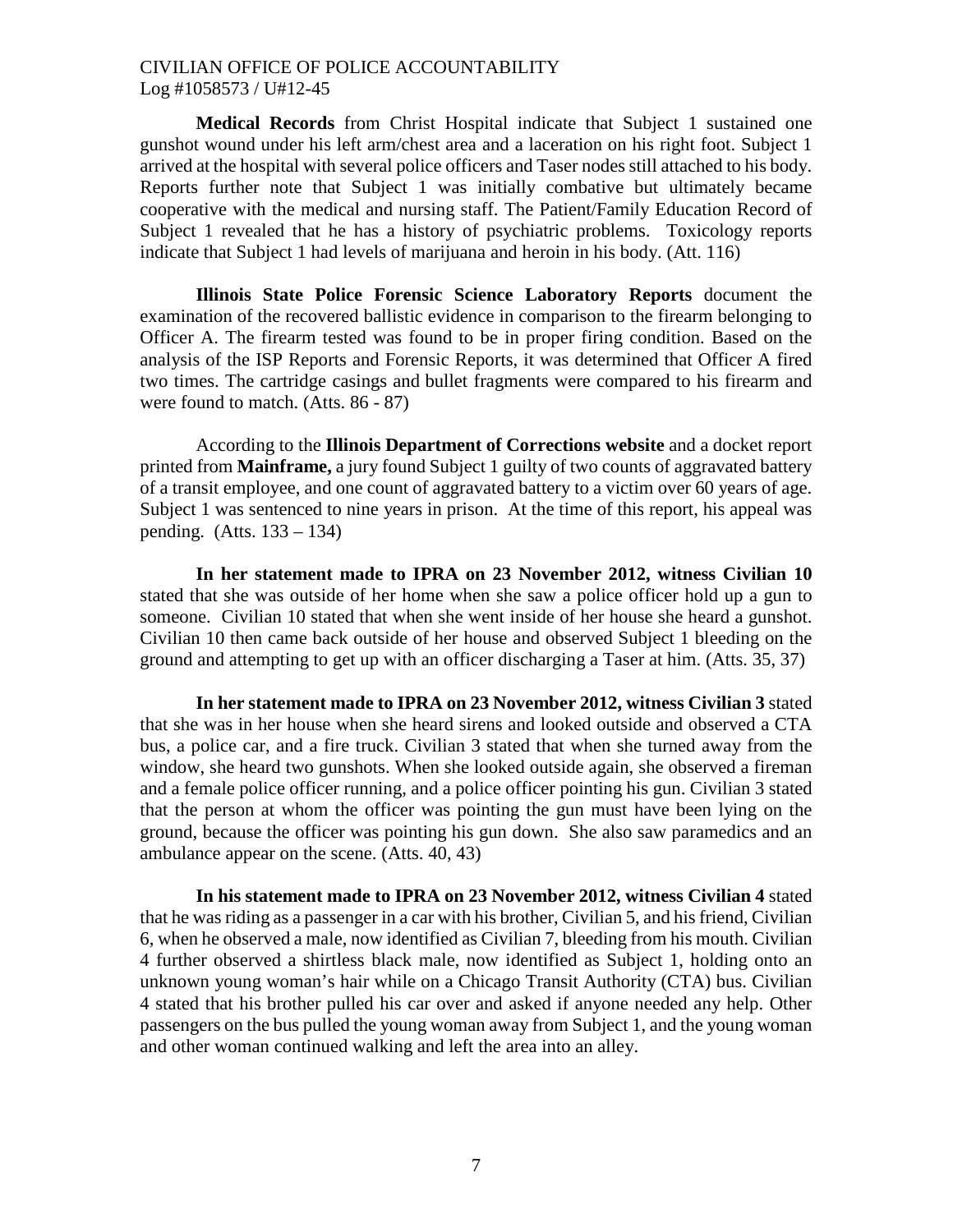**Medical Records** from Christ Hospital indicate that Subject 1 sustained one gunshot wound under his left arm/chest area and a laceration on his right foot. Subject 1 arrived at the hospital with several police officers and Taser nodes still attached to his body. Reports further note that Subject 1 was initially combative but ultimately became cooperative with the medical and nursing staff. The Patient/Family Education Record of Subject 1 revealed that he has a history of psychiatric problems. Toxicology reports indicate that Subject 1 had levels of marijuana and heroin in his body. (Att. 116)

**Illinois State Police Forensic Science Laboratory Reports** document the examination of the recovered ballistic evidence in comparison to the firearm belonging to Officer A. The firearm tested was found to be in proper firing condition. Based on the analysis of the ISP Reports and Forensic Reports, it was determined that Officer A fired two times. The cartridge casings and bullet fragments were compared to his firearm and were found to match. (Atts. 86 - 87)

According to the **Illinois Department of Corrections website** and a docket report printed from **Mainframe,** a jury found Subject 1 guilty of two counts of aggravated battery of a transit employee, and one count of aggravated battery to a victim over 60 years of age. Subject 1 was sentenced to nine years in prison. At the time of this report, his appeal was pending. (Atts. 133 – 134)

**In her statement made to IPRA on 23 November 2012, witness Civilian 10** stated that she was outside of her home when she saw a police officer hold up a gun to someone. Civilian 10 stated that when she went inside of her house she heard a gunshot. Civilian 10 then came back outside of her house and observed Subject 1 bleeding on the ground and attempting to get up with an officer discharging a Taser at him. (Atts. 35, 37)

**In her statement made to IPRA on 23 November 2012, witness Civilian 3** stated that she was in her house when she heard sirens and looked outside and observed a CTA bus, a police car, and a fire truck. Civilian 3 stated that when she turned away from the window, she heard two gunshots. When she looked outside again, she observed a fireman and a female police officer running, and a police officer pointing his gun. Civilian 3 stated that the person at whom the officer was pointing the gun must have been lying on the ground, because the officer was pointing his gun down. She also saw paramedics and an ambulance appear on the scene. (Atts. 40, 43)

**In his statement made to IPRA on 23 November 2012, witness Civilian 4** stated that he was riding as a passenger in a car with his brother, Civilian 5, and his friend, Civilian 6, when he observed a male, now identified as Civilian 7, bleeding from his mouth. Civilian 4 further observed a shirtless black male, now identified as Subject 1, holding onto an unknown young woman's hair while on a Chicago Transit Authority (CTA) bus. Civilian 4 stated that his brother pulled his car over and asked if anyone needed any help. Other passengers on the bus pulled the young woman away from Subject 1, and the young woman and other woman continued walking and left the area into an alley.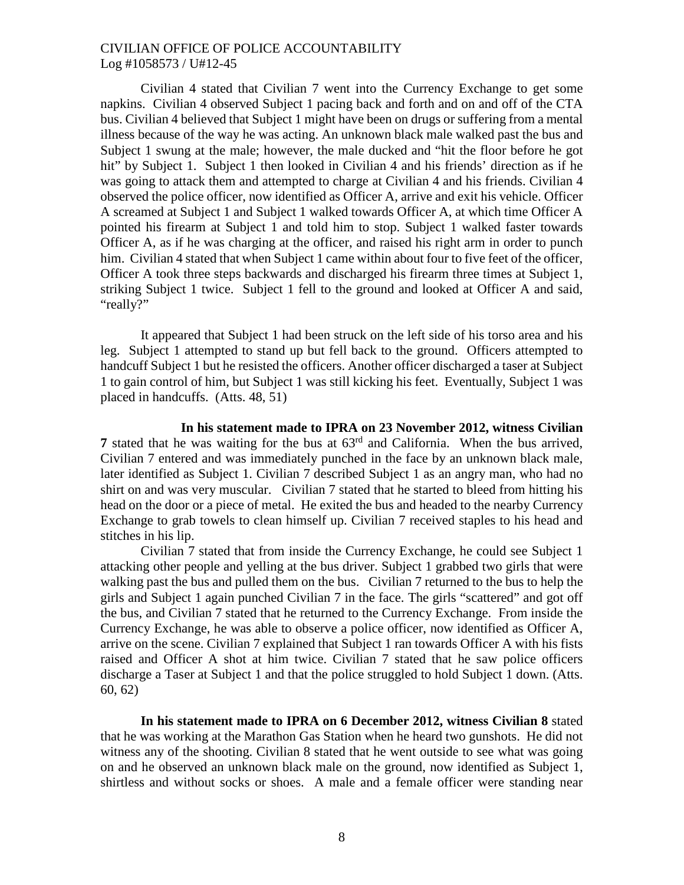Civilian 4 stated that Civilian 7 went into the Currency Exchange to get some napkins. Civilian 4 observed Subject 1 pacing back and forth and on and off of the CTA bus. Civilian 4 believed that Subject 1 might have been on drugs or suffering from a mental illness because of the way he was acting. An unknown black male walked past the bus and Subject 1 swung at the male; however, the male ducked and "hit the floor before he got hit" by Subject 1. Subject 1 then looked in Civilian 4 and his friends' direction as if he was going to attack them and attempted to charge at Civilian 4 and his friends. Civilian 4 observed the police officer, now identified as Officer A, arrive and exit his vehicle. Officer A screamed at Subject 1 and Subject 1 walked towards Officer A, at which time Officer A pointed his firearm at Subject 1 and told him to stop. Subject 1 walked faster towards Officer A, as if he was charging at the officer, and raised his right arm in order to punch him. Civilian 4 stated that when Subject 1 came within about four to five feet of the officer, Officer A took three steps backwards and discharged his firearm three times at Subject 1, striking Subject 1 twice. Subject 1 fell to the ground and looked at Officer A and said, "really?"

It appeared that Subject 1 had been struck on the left side of his torso area and his leg. Subject 1 attempted to stand up but fell back to the ground. Officers attempted to handcuff Subject 1 but he resisted the officers. Another officer discharged a taser at Subject 1 to gain control of him, but Subject 1 was still kicking his feet. Eventually, Subject 1 was placed in handcuffs. (Atts. 48, 51)

**In his statement made to IPRA on 23 November 2012, witness Civilian 7** stated that he was waiting for the bus at 63rd and California. When the bus arrived, Civilian 7 entered and was immediately punched in the face by an unknown black male, later identified as Subject 1. Civilian 7 described Subject 1 as an angry man, who had no shirt on and was very muscular. Civilian 7 stated that he started to bleed from hitting his head on the door or a piece of metal. He exited the bus and headed to the nearby Currency Exchange to grab towels to clean himself up. Civilian 7 received staples to his head and stitches in his lip.

Civilian 7 stated that from inside the Currency Exchange, he could see Subject 1 attacking other people and yelling at the bus driver. Subject 1 grabbed two girls that were walking past the bus and pulled them on the bus. Civilian 7 returned to the bus to help the girls and Subject 1 again punched Civilian 7 in the face. The girls "scattered" and got off the bus, and Civilian 7 stated that he returned to the Currency Exchange. From inside the Currency Exchange, he was able to observe a police officer, now identified as Officer A, arrive on the scene. Civilian 7 explained that Subject 1 ran towards Officer A with his fists raised and Officer A shot at him twice. Civilian 7 stated that he saw police officers discharge a Taser at Subject 1 and that the police struggled to hold Subject 1 down. (Atts. 60, 62)

**In his statement made to IPRA on 6 December 2012, witness Civilian 8** stated that he was working at the Marathon Gas Station when he heard two gunshots. He did not witness any of the shooting. Civilian 8 stated that he went outside to see what was going on and he observed an unknown black male on the ground, now identified as Subject 1, shirtless and without socks or shoes. A male and a female officer were standing near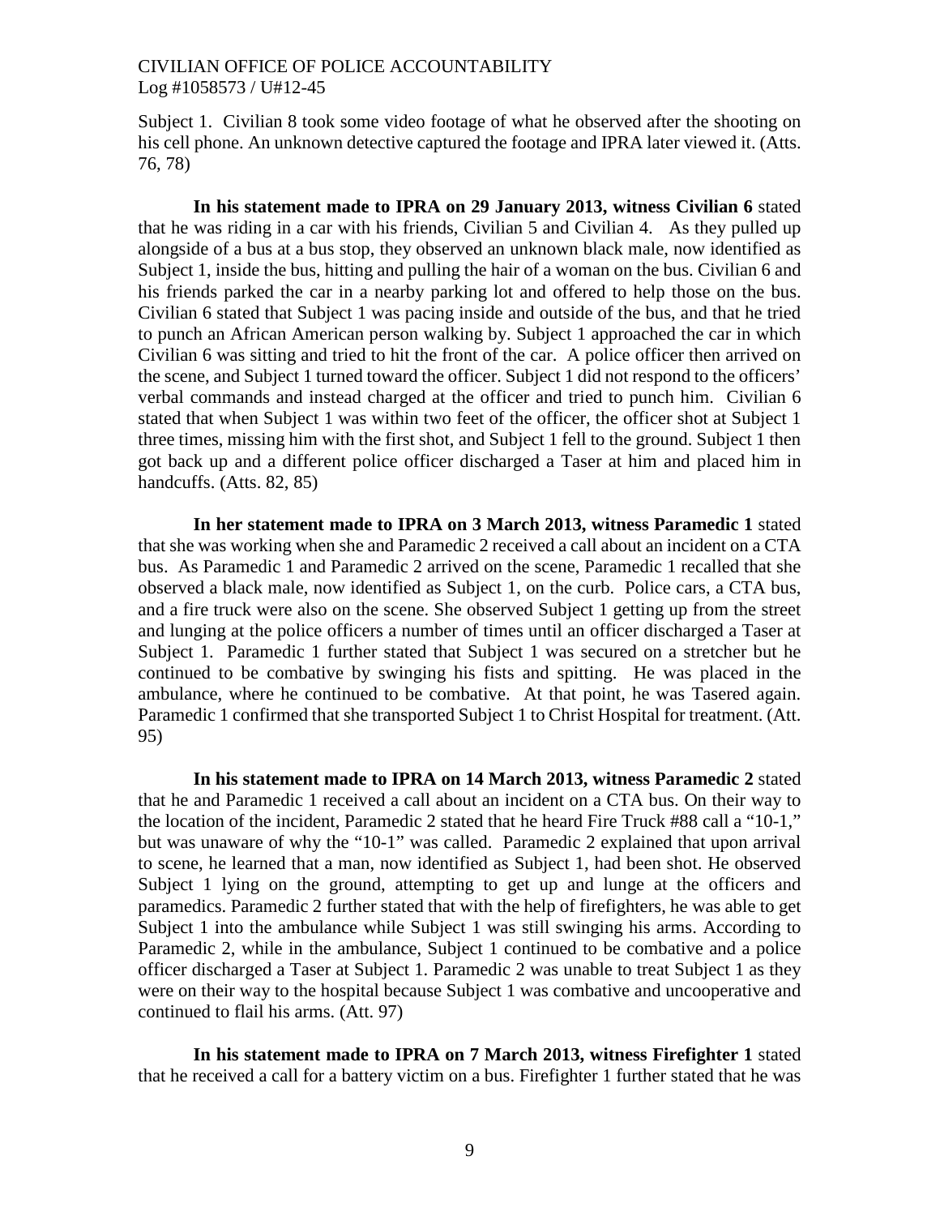Subject 1. Civilian 8 took some video footage of what he observed after the shooting on his cell phone. An unknown detective captured the footage and IPRA later viewed it. (Atts. 76, 78)

**In his statement made to IPRA on 29 January 2013, witness Civilian 6** stated that he was riding in a car with his friends, Civilian 5 and Civilian 4. As they pulled up alongside of a bus at a bus stop, they observed an unknown black male, now identified as Subject 1, inside the bus, hitting and pulling the hair of a woman on the bus. Civilian 6 and his friends parked the car in a nearby parking lot and offered to help those on the bus. Civilian 6 stated that Subject 1 was pacing inside and outside of the bus, and that he tried to punch an African American person walking by. Subject 1 approached the car in which Civilian 6 was sitting and tried to hit the front of the car. A police officer then arrived on the scene, and Subject 1 turned toward the officer. Subject 1 did not respond to the officers' verbal commands and instead charged at the officer and tried to punch him. Civilian 6 stated that when Subject 1 was within two feet of the officer, the officer shot at Subject 1 three times, missing him with the first shot, and Subject 1 fell to the ground. Subject 1 then got back up and a different police officer discharged a Taser at him and placed him in handcuffs. (Atts. 82, 85)

**In her statement made to IPRA on 3 March 2013, witness Paramedic 1** stated that she was working when she and Paramedic 2 received a call about an incident on a CTA bus. As Paramedic 1 and Paramedic 2 arrived on the scene, Paramedic 1 recalled that she observed a black male, now identified as Subject 1, on the curb. Police cars, a CTA bus, and a fire truck were also on the scene. She observed Subject 1 getting up from the street and lunging at the police officers a number of times until an officer discharged a Taser at Subject 1. Paramedic 1 further stated that Subject 1 was secured on a stretcher but he continued to be combative by swinging his fists and spitting. He was placed in the ambulance, where he continued to be combative. At that point, he was Tasered again. Paramedic 1 confirmed that she transported Subject 1 to Christ Hospital for treatment. (Att. 95)

**In his statement made to IPRA on 14 March 2013, witness Paramedic 2** stated that he and Paramedic 1 received a call about an incident on a CTA bus. On their way to the location of the incident, Paramedic 2 stated that he heard Fire Truck #88 call a "10-1," but was unaware of why the "10-1" was called. Paramedic 2 explained that upon arrival to scene, he learned that a man, now identified as Subject 1, had been shot. He observed Subject 1 lying on the ground, attempting to get up and lunge at the officers and paramedics. Paramedic 2 further stated that with the help of firefighters, he was able to get Subject 1 into the ambulance while Subject 1 was still swinging his arms. According to Paramedic 2, while in the ambulance, Subject 1 continued to be combative and a police officer discharged a Taser at Subject 1. Paramedic 2 was unable to treat Subject 1 as they were on their way to the hospital because Subject 1 was combative and uncooperative and continued to flail his arms. (Att. 97)

**In his statement made to IPRA on 7 March 2013, witness Firefighter 1** stated that he received a call for a battery victim on a bus. Firefighter 1 further stated that he was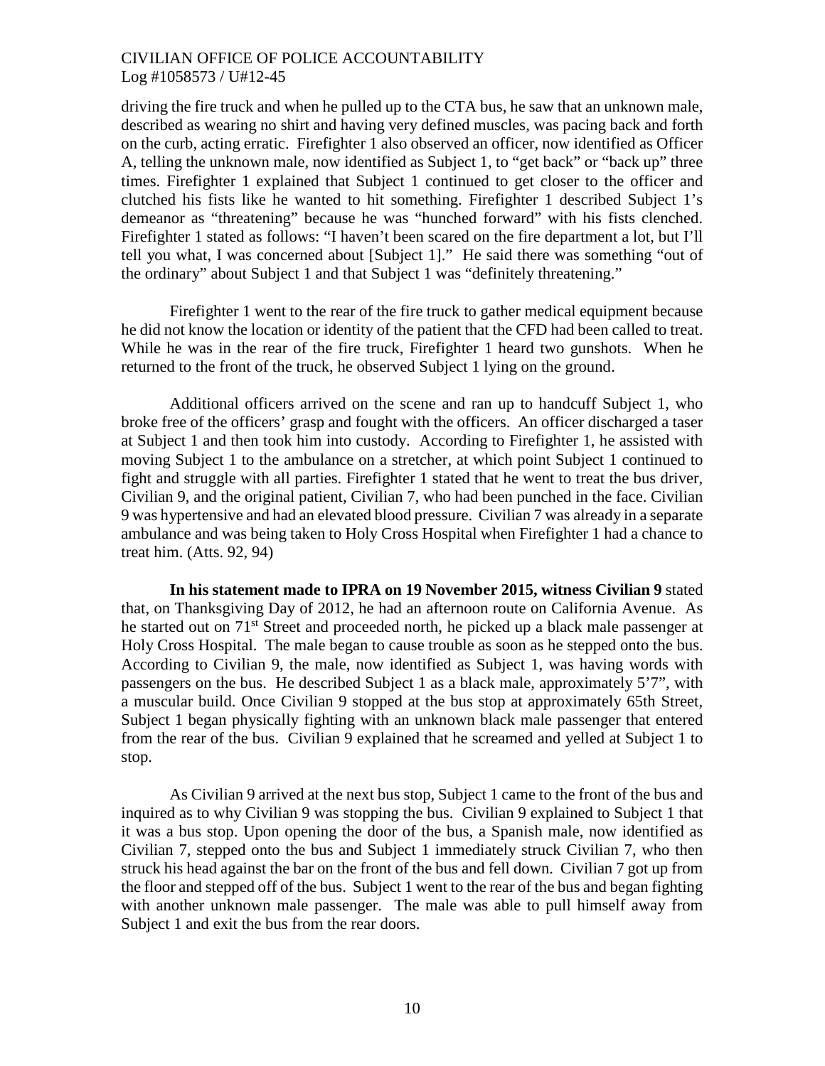driving the fire truck and when he pulled up to the CTA bus, he saw that an unknown male, described as wearing no shirt and having very defined muscles, was pacing back and forth on the curb, acting erratic. Firefighter 1 also observed an officer, now identified as Officer A, telling the unknown male, now identified as Subject 1, to "get back" or "back up" three times. Firefighter 1 explained that Subject 1 continued to get closer to the officer and clutched his fists like he wanted to hit something. Firefighter 1 described Subject 1's demeanor as "threatening" because he was "hunched forward" with his fists clenched. Firefighter 1 stated as follows: "I haven't been scared on the fire department a lot, but I'll tell you what, I was concerned about [Subject 1]." He said there was something "out of the ordinary" about Subject 1 and that Subject 1 was "definitely threatening."

Firefighter 1 went to the rear of the fire truck to gather medical equipment because he did not know the location or identity of the patient that the CFD had been called to treat. While he was in the rear of the fire truck, Firefighter 1 heard two gunshots. When he returned to the front of the truck, he observed Subject 1 lying on the ground.

Additional officers arrived on the scene and ran up to handcuff Subject 1, who broke free of the officers' grasp and fought with the officers. An officer discharged a taser at Subject 1 and then took him into custody. According to Firefighter 1, he assisted with moving Subject 1 to the ambulance on a stretcher, at which point Subject 1 continued to fight and struggle with all parties. Firefighter 1 stated that he went to treat the bus driver, Civilian 9, and the original patient, Civilian 7, who had been punched in the face. Civilian 9 was hypertensive and had an elevated blood pressure. Civilian 7 was already in a separate ambulance and was being taken to Holy Cross Hospital when Firefighter 1 had a chance to treat him. (Atts. 92, 94)

**In his statement made to IPRA on 19 November 2015, witness Civilian 9** stated that, on Thanksgiving Day of 2012, he had an afternoon route on California Avenue. As he started out on 71st Street and proceeded north, he picked up a black male passenger at Holy Cross Hospital. The male began to cause trouble as soon as he stepped onto the bus. According to Civilian 9, the male, now identified as Subject 1, was having words with passengers on the bus. He described Subject 1 as a black male, approximately 5'7", with a muscular build. Once Civilian 9 stopped at the bus stop at approximately 65th Street, Subject 1 began physically fighting with an unknown black male passenger that entered from the rear of the bus. Civilian 9 explained that he screamed and yelled at Subject 1 to stop.

As Civilian 9 arrived at the next bus stop, Subject 1 came to the front of the bus and inquired as to why Civilian 9 was stopping the bus. Civilian 9 explained to Subject 1 that it was a bus stop. Upon opening the door of the bus, a Spanish male, now identified as Civilian 7, stepped onto the bus and Subject 1 immediately struck Civilian 7, who then struck his head against the bar on the front of the bus and fell down. Civilian 7 got up from the floor and stepped off of the bus. Subject 1 went to the rear of the bus and began fighting with another unknown male passenger. The male was able to pull himself away from Subject 1 and exit the bus from the rear doors.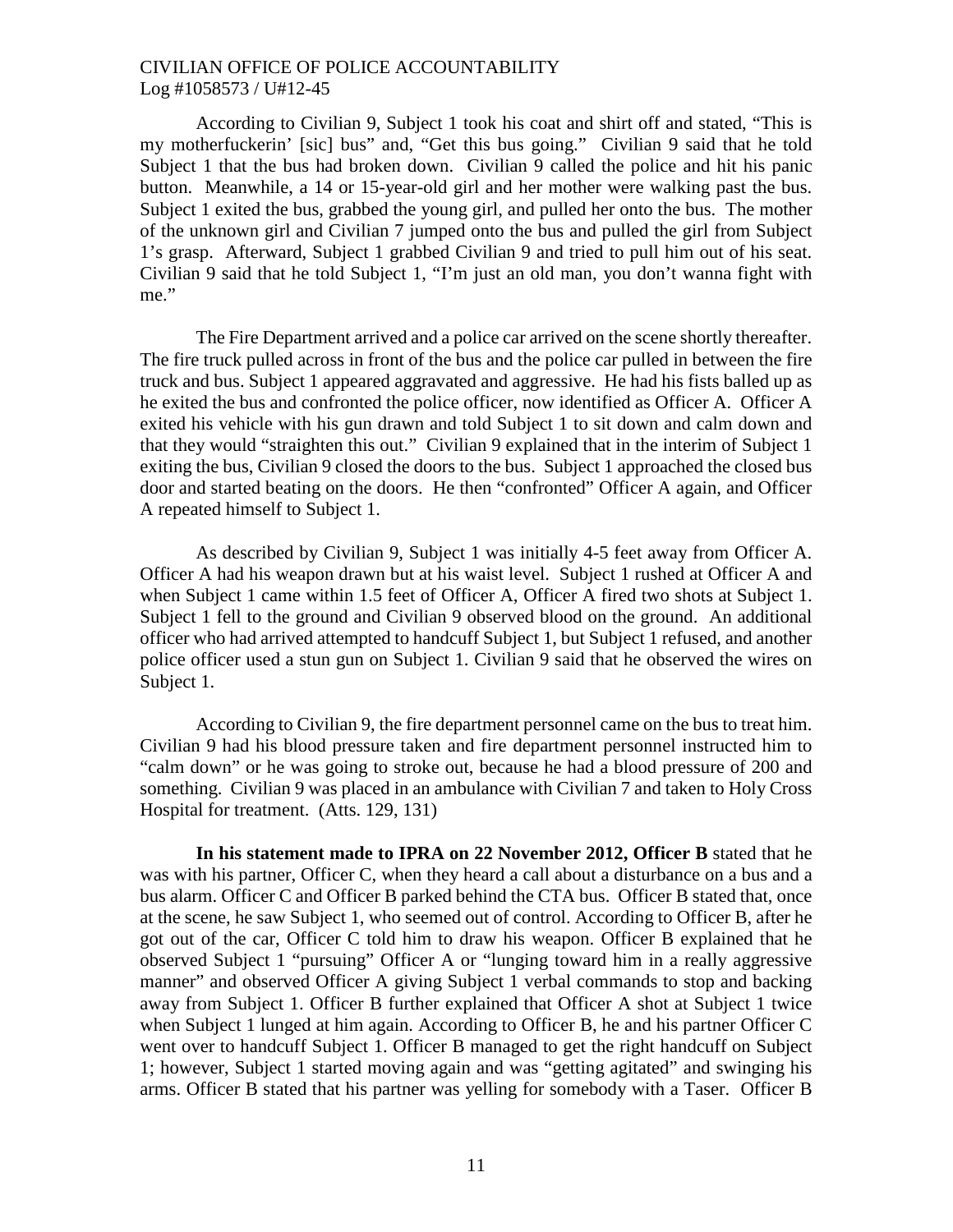According to Civilian 9, Subject 1 took his coat and shirt off and stated, "This is my motherfuckerin' [sic] bus" and, "Get this bus going." Civilian 9 said that he told Subject 1 that the bus had broken down. Civilian 9 called the police and hit his panic button. Meanwhile, a 14 or 15-year-old girl and her mother were walking past the bus. Subject 1 exited the bus, grabbed the young girl, and pulled her onto the bus. The mother of the unknown girl and Civilian 7 jumped onto the bus and pulled the girl from Subject 1's grasp. Afterward, Subject 1 grabbed Civilian 9 and tried to pull him out of his seat. Civilian 9 said that he told Subject 1, "I'm just an old man, you don't wanna fight with me."

The Fire Department arrived and a police car arrived on the scene shortly thereafter. The fire truck pulled across in front of the bus and the police car pulled in between the fire truck and bus. Subject 1 appeared aggravated and aggressive. He had his fists balled up as he exited the bus and confronted the police officer, now identified as Officer A. Officer A exited his vehicle with his gun drawn and told Subject 1 to sit down and calm down and that they would "straighten this out." Civilian 9 explained that in the interim of Subject 1 exiting the bus, Civilian 9 closed the doors to the bus. Subject 1 approached the closed bus door and started beating on the doors. He then "confronted" Officer A again, and Officer A repeated himself to Subject 1.

As described by Civilian 9, Subject 1 was initially 4-5 feet away from Officer A. Officer A had his weapon drawn but at his waist level. Subject 1 rushed at Officer A and when Subject 1 came within 1.5 feet of Officer A, Officer A fired two shots at Subject 1. Subject 1 fell to the ground and Civilian 9 observed blood on the ground. An additional officer who had arrived attempted to handcuff Subject 1, but Subject 1 refused, and another police officer used a stun gun on Subject 1. Civilian 9 said that he observed the wires on Subject 1.

According to Civilian 9, the fire department personnel came on the bus to treat him. Civilian 9 had his blood pressure taken and fire department personnel instructed him to "calm down" or he was going to stroke out, because he had a blood pressure of 200 and something. Civilian 9 was placed in an ambulance with Civilian 7 and taken to Holy Cross Hospital for treatment. (Atts. 129, 131)

**In his statement made to IPRA on 22 November 2012, Officer B** stated that he was with his partner, Officer C, when they heard a call about a disturbance on a bus and a bus alarm. Officer C and Officer B parked behind the CTA bus. Officer B stated that, once at the scene, he saw Subject 1, who seemed out of control. According to Officer B, after he got out of the car, Officer C told him to draw his weapon. Officer B explained that he observed Subject 1 "pursuing" Officer A or "lunging toward him in a really aggressive manner" and observed Officer A giving Subject 1 verbal commands to stop and backing away from Subject 1. Officer B further explained that Officer A shot at Subject 1 twice when Subject 1 lunged at him again. According to Officer B, he and his partner Officer C went over to handcuff Subject 1. Officer B managed to get the right handcuff on Subject 1; however, Subject 1 started moving again and was "getting agitated" and swinging his arms. Officer B stated that his partner was yelling for somebody with a Taser. Officer B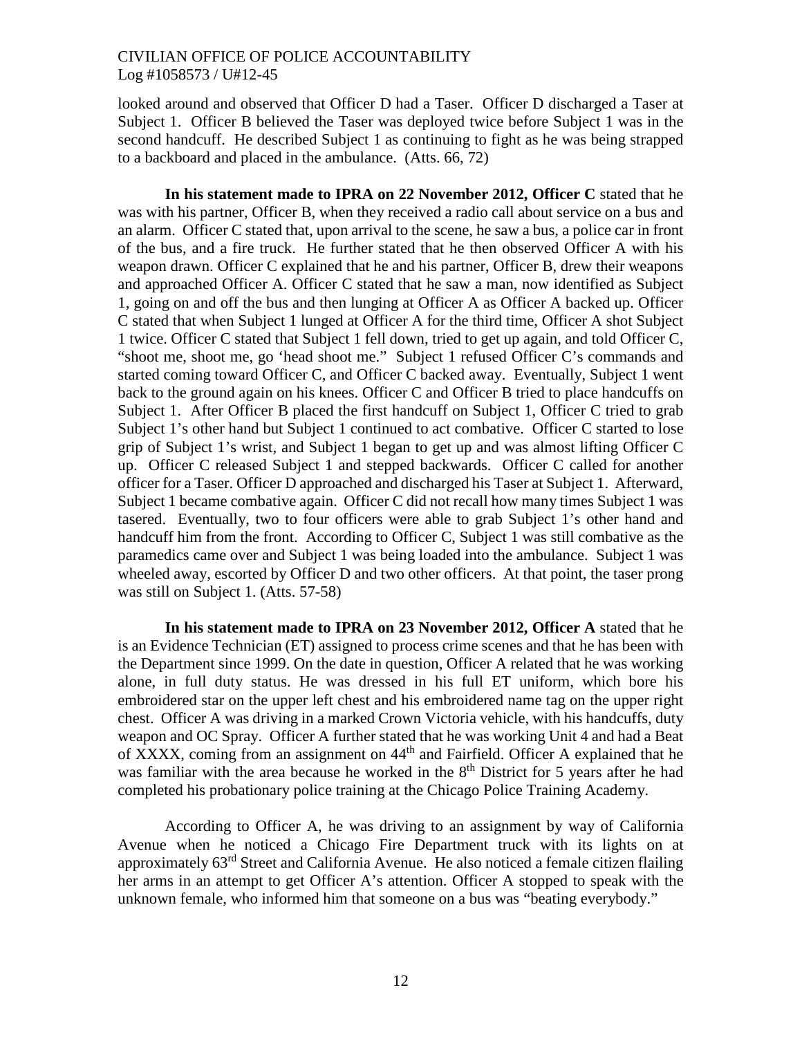looked around and observed that Officer D had a Taser. Officer D discharged a Taser at Subject 1. Officer B believed the Taser was deployed twice before Subject 1 was in the second handcuff. He described Subject 1 as continuing to fight as he was being strapped to a backboard and placed in the ambulance. (Atts. 66, 72)

**In his statement made to IPRA on 22 November 2012, Officer C** stated that he was with his partner, Officer B, when they received a radio call about service on a bus and an alarm. Officer C stated that, upon arrival to the scene, he saw a bus, a police car in front of the bus, and a fire truck. He further stated that he then observed Officer A with his weapon drawn. Officer C explained that he and his partner, Officer B, drew their weapons and approached Officer A. Officer C stated that he saw a man, now identified as Subject 1, going on and off the bus and then lunging at Officer A as Officer A backed up. Officer C stated that when Subject 1 lunged at Officer A for the third time, Officer A shot Subject 1 twice. Officer C stated that Subject 1 fell down, tried to get up again, and told Officer C, "shoot me, shoot me, go 'head shoot me." Subject 1 refused Officer C's commands and started coming toward Officer C, and Officer C backed away. Eventually, Subject 1 went back to the ground again on his knees. Officer C and Officer B tried to place handcuffs on Subject 1. After Officer B placed the first handcuff on Subject 1, Officer C tried to grab Subject 1's other hand but Subject 1 continued to act combative. Officer C started to lose grip of Subject 1's wrist, and Subject 1 began to get up and was almost lifting Officer C up. Officer C released Subject 1 and stepped backwards. Officer C called for another officer for a Taser. Officer D approached and discharged his Taser at Subject 1. Afterward, Subject 1 became combative again. Officer C did not recall how many times Subject 1 was tasered. Eventually, two to four officers were able to grab Subject 1's other hand and handcuff him from the front. According to Officer C, Subject 1 was still combative as the paramedics came over and Subject 1 was being loaded into the ambulance. Subject 1 was wheeled away, escorted by Officer D and two other officers. At that point, the taser prong was still on Subject 1. (Atts. 57-58)

**In his statement made to IPRA on 23 November 2012, Officer A** stated that he is an Evidence Technician (ET) assigned to process crime scenes and that he has been with the Department since 1999. On the date in question, Officer A related that he was working alone, in full duty status. He was dressed in his full ET uniform, which bore his embroidered star on the upper left chest and his embroidered name tag on the upper right chest. Officer A was driving in a marked Crown Victoria vehicle, with his handcuffs, duty weapon and OC Spray. Officer A further stated that he was working Unit 4 and had a Beat of XXXX, coming from an assignment on 44th and Fairfield. Officer A explained that he was familiar with the area because he worked in the 8th District for 5 years after he had completed his probationary police training at the Chicago Police Training Academy.

According to Officer A, he was driving to an assignment by way of California Avenue when he noticed a Chicago Fire Department truck with its lights on at approximately 63rd Street and California Avenue. He also noticed a female citizen flailing her arms in an attempt to get Officer A's attention. Officer A stopped to speak with the unknown female, who informed him that someone on a bus was "beating everybody."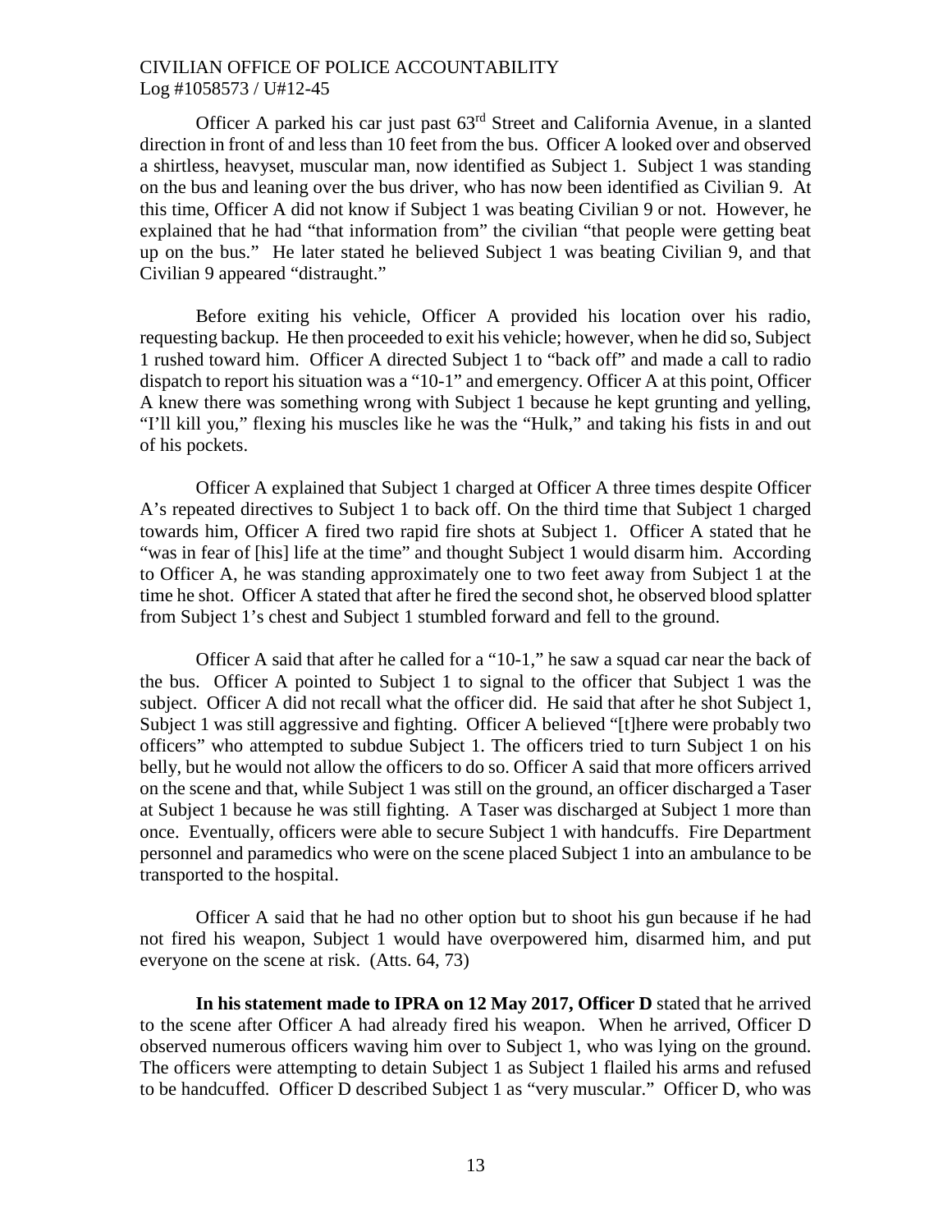Officer A parked his car just past 63rd Street and California Avenue, in a slanted direction in front of and less than 10 feet from the bus. Officer A looked over and observed a shirtless, heavyset, muscular man, now identified as Subject 1. Subject 1 was standing on the bus and leaning over the bus driver, who has now been identified as Civilian 9. At this time, Officer A did not know if Subject 1 was beating Civilian 9 or not. However, he explained that he had "that information from" the civilian "that people were getting beat up on the bus." He later stated he believed Subject 1 was beating Civilian 9, and that Civilian 9 appeared "distraught."

Before exiting his vehicle, Officer A provided his location over his radio, requesting backup. He then proceeded to exit his vehicle; however, when he did so, Subject 1 rushed toward him. Officer A directed Subject 1 to "back off" and made a call to radio dispatch to report his situation was a "10-1" and emergency. Officer A at this point, Officer A knew there was something wrong with Subject 1 because he kept grunting and yelling, "I'll kill you," flexing his muscles like he was the "Hulk," and taking his fists in and out of his pockets.

Officer A explained that Subject 1 charged at Officer A three times despite Officer A's repeated directives to Subject 1 to back off. On the third time that Subject 1 charged towards him, Officer A fired two rapid fire shots at Subject 1. Officer A stated that he "was in fear of [his] life at the time" and thought Subject 1 would disarm him. According to Officer A, he was standing approximately one to two feet away from Subject 1 at the time he shot. Officer A stated that after he fired the second shot, he observed blood splatter from Subject 1's chest and Subject 1 stumbled forward and fell to the ground.

Officer A said that after he called for a "10-1," he saw a squad car near the back of the bus. Officer A pointed to Subject 1 to signal to the officer that Subject 1 was the subject. Officer A did not recall what the officer did. He said that after he shot Subject 1, Subject 1 was still aggressive and fighting. Officer A believed "[t]here were probably two officers" who attempted to subdue Subject 1. The officers tried to turn Subject 1 on his belly, but he would not allow the officers to do so. Officer A said that more officers arrived on the scene and that, while Subject 1 was still on the ground, an officer discharged a Taser at Subject 1 because he was still fighting. A Taser was discharged at Subject 1 more than once. Eventually, officers were able to secure Subject 1 with handcuffs. Fire Department personnel and paramedics who were on the scene placed Subject 1 into an ambulance to be transported to the hospital.

Officer A said that he had no other option but to shoot his gun because if he had not fired his weapon, Subject 1 would have overpowered him, disarmed him, and put everyone on the scene at risk. (Atts. 64, 73)

**In his statement made to IPRA on 12 May 2017, Officer D** stated that he arrived to the scene after Officer A had already fired his weapon. When he arrived, Officer D observed numerous officers waving him over to Subject 1, who was lying on the ground. The officers were attempting to detain Subject 1 as Subject 1 flailed his arms and refused to be handcuffed. Officer D described Subject 1 as "very muscular." Officer D, who was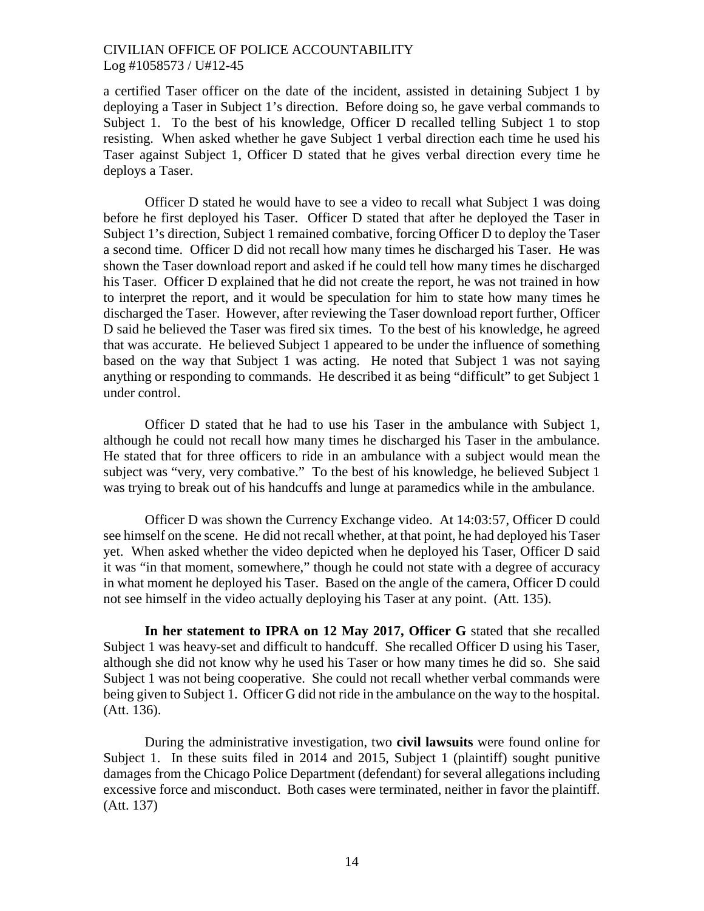a certified Taser officer on the date of the incident, assisted in detaining Subject 1 by deploying a Taser in Subject 1's direction. Before doing so, he gave verbal commands to Subject 1. To the best of his knowledge, Officer D recalled telling Subject 1 to stop resisting. When asked whether he gave Subject 1 verbal direction each time he used his Taser against Subject 1, Officer D stated that he gives verbal direction every time he deploys a Taser.

Officer D stated he would have to see a video to recall what Subject 1 was doing before he first deployed his Taser. Officer D stated that after he deployed the Taser in Subject 1's direction, Subject 1 remained combative, forcing Officer D to deploy the Taser a second time. Officer D did not recall how many times he discharged his Taser. He was shown the Taser download report and asked if he could tell how many times he discharged his Taser. Officer D explained that he did not create the report, he was not trained in how to interpret the report, and it would be speculation for him to state how many times he discharged the Taser. However, after reviewing the Taser download report further, Officer D said he believed the Taser was fired six times. To the best of his knowledge, he agreed that was accurate. He believed Subject 1 appeared to be under the influence of something based on the way that Subject 1 was acting. He noted that Subject 1 was not saying anything or responding to commands. He described it as being "difficult" to get Subject 1 under control.

Officer D stated that he had to use his Taser in the ambulance with Subject 1, although he could not recall how many times he discharged his Taser in the ambulance. He stated that for three officers to ride in an ambulance with a subject would mean the subject was "very, very combative." To the best of his knowledge, he believed Subject 1 was trying to break out of his handcuffs and lunge at paramedics while in the ambulance.

Officer D was shown the Currency Exchange video. At 14:03:57, Officer D could see himself on the scene. He did not recall whether, at that point, he had deployed his Taser yet. When asked whether the video depicted when he deployed his Taser, Officer D said it was "in that moment, somewhere," though he could not state with a degree of accuracy in what moment he deployed his Taser. Based on the angle of the camera, Officer D could not see himself in the video actually deploying his Taser at any point. (Att. 135).

**In her statement to IPRA on 12 May 2017, Officer G** stated that she recalled Subject 1 was heavy-set and difficult to handcuff. She recalled Officer D using his Taser, although she did not know why he used his Taser or how many times he did so. She said Subject 1 was not being cooperative. She could not recall whether verbal commands were being given to Subject 1. Officer G did not ride in the ambulance on the way to the hospital. (Att. 136).

During the administrative investigation, two **civil lawsuits** were found online for Subject 1. In these suits filed in 2014 and 2015, Subject 1 (plaintiff) sought punitive damages from the Chicago Police Department (defendant) for several allegations including excessive force and misconduct. Both cases were terminated, neither in favor the plaintiff. (Att. 137)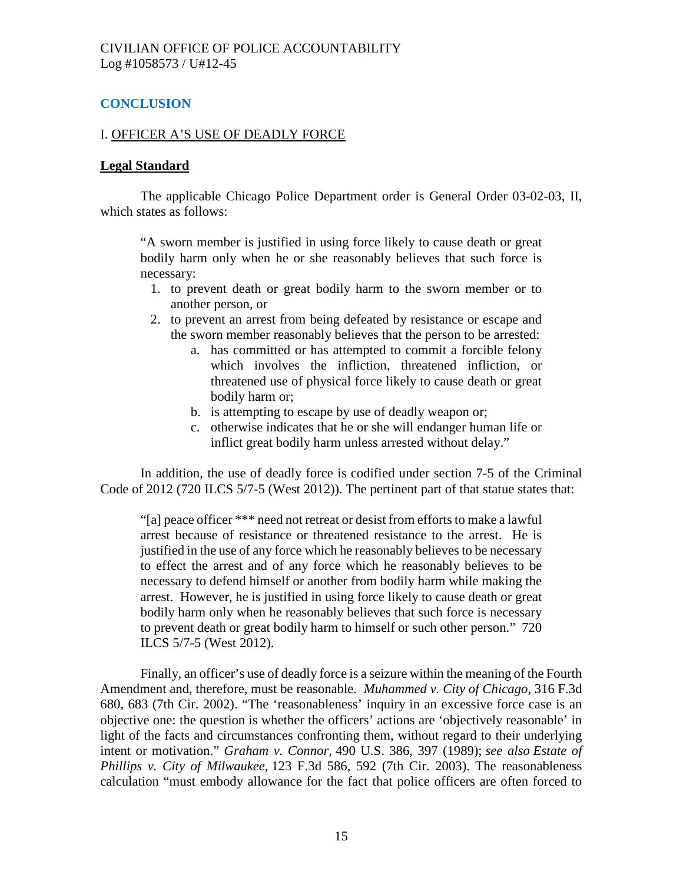## CONCLUSION

### I. OFFICER A'S USE OF DEADLY FORCE

**Legal Standard**

The applicable Chicago Police Department order is General Order 03-02-03, II, which states as follows:

> "A sworn member is justified in using force likely to cause death or great bodily harm only when he or she reasonably believes that such force is necessary:
>
> 1. to prevent death or great bodily harm to the sworn member or to another person, or
> 2. to prevent an arrest from being defeated by resistance or escape and the sworn member reasonably believes that the person to be arrested:
>    a. has committed or has attempted to commit a forcible felony which involves the infliction, threatened infliction, or threatened use of physical force likely to cause death or great bodily harm or;
>    b. is attempting to escape by use of deadly weapon or;
>    c. otherwise indicates that he or she will endanger human life or inflict great bodily harm unless arrested without delay."

In addition, the use of deadly force is codified under section 7-5 of the Criminal Code of 2012 (720 ILCS 5/7-5 (West 2012)). The pertinent part of that statue states that:

> "[a] peace officer *** need not retreat or desist from efforts to make a lawful arrest because of resistance or threatened resistance to the arrest. He is justified in the use of any force which he reasonably believes to be necessary to effect the arrest and of any force which he reasonably believes to be necessary to defend himself or another from bodily harm while making the arrest. However, he is justified in using force likely to cause death or great bodily harm only when he reasonably believes that such force is necessary to prevent death or great bodily harm to himself or such other person." 720 ILCS 5/7-5 (West 2012).

Finally, an officer's use of deadly force is a seizure within the meaning of the Fourth Amendment and, therefore, must be reasonable. *Muhammed v. City of Chicago*, 316 F.3d 680, 683 (7th Cir. 2002). "The 'reasonableness' inquiry in an excessive force case is an objective one: the question is whether the officers' actions are 'objectively reasonable' in light of the facts and circumstances confronting them, without regard to their underlying intent or motivation." *Graham v. Connor*, 490 U.S. 386, 397 (1989); *see also Estate of Phillips v. City of Milwaukee*, 123 F.3d 586, 592 (7th Cir. 2003). The reasonableness calculation "must embody allowance for the fact that police officers are often forced to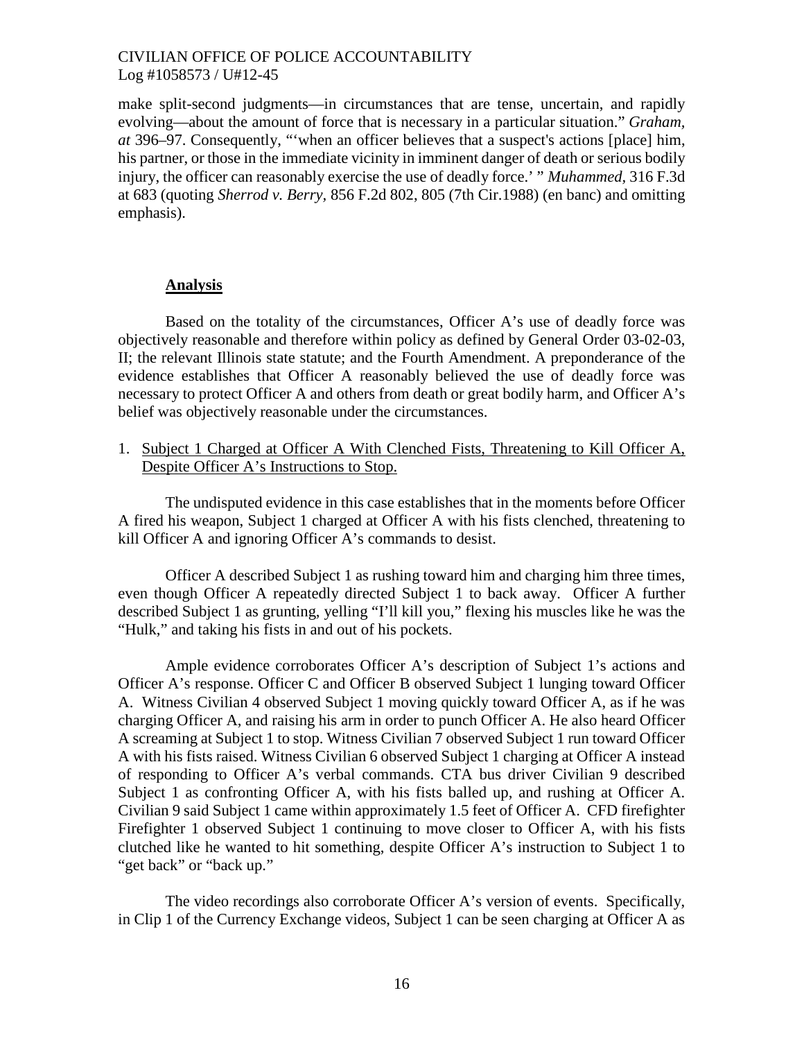make split-second judgments—in circumstances that are tense, uncertain, and rapidly evolving—about the amount of force that is necessary in a particular situation." *Graham, at* 396–97. Consequently, "'when an officer believes that a suspect's actions [place] him, his partner, or those in the immediate vicinity in imminent danger of death or serious bodily injury, the officer can reasonably exercise the use of deadly force.' " *Muhammed*, 316 F.3d at 683 (quoting *Sherrod v. Berry*, 856 F.2d 802, 805 (7th Cir.1988) (en banc) and omitting emphasis).

## Analysis

Based on the totality of the circumstances, Officer A's use of deadly force was objectively reasonable and therefore within policy as defined by General Order 03-02-03, II; the relevant Illinois state statute; and the Fourth Amendment. A preponderance of the evidence establishes that Officer A reasonably believed the use of deadly force was necessary to protect Officer A and others from death or great bodily harm, and Officer A's belief was objectively reasonable under the circumstances.

1. <u>Subject 1 Charged at Officer A With Clenched Fists, Threatening to Kill Officer A, Despite Officer A's Instructions to Stop.</u>

The undisputed evidence in this case establishes that in the moments before Officer A fired his weapon, Subject 1 charged at Officer A with his fists clenched, threatening to kill Officer A and ignoring Officer A's commands to desist.

Officer A described Subject 1 as rushing toward him and charging him three times, even though Officer A repeatedly directed Subject 1 to back away. Officer A further described Subject 1 as grunting, yelling "I'll kill you," flexing his muscles like he was the "Hulk," and taking his fists in and out of his pockets.

Ample evidence corroborates Officer A's description of Subject 1's actions and Officer A's response. Officer C and Officer B observed Subject 1 lunging toward Officer A. Witness Civilian 4 observed Subject 1 moving quickly toward Officer A, as if he was charging Officer A, and raising his arm in order to punch Officer A. He also heard Officer A screaming at Subject 1 to stop. Witness Civilian 7 observed Subject 1 run toward Officer A with his fists raised. Witness Civilian 6 observed Subject 1 charging at Officer A instead of responding to Officer A's verbal commands. CTA bus driver Civilian 9 described Subject 1 as confronting Officer A, with his fists balled up, and rushing at Officer A. Civilian 9 said Subject 1 came within approximately 1.5 feet of Officer A. CFD firefighter Firefighter 1 observed Subject 1 continuing to move closer to Officer A, with his fists clutched like he wanted to hit something, despite Officer A's instruction to Subject 1 to "get back" or "back up."

The video recordings also corroborate Officer A's version of events. Specifically, in Clip 1 of the Currency Exchange videos, Subject 1 can be seen charging at Officer A as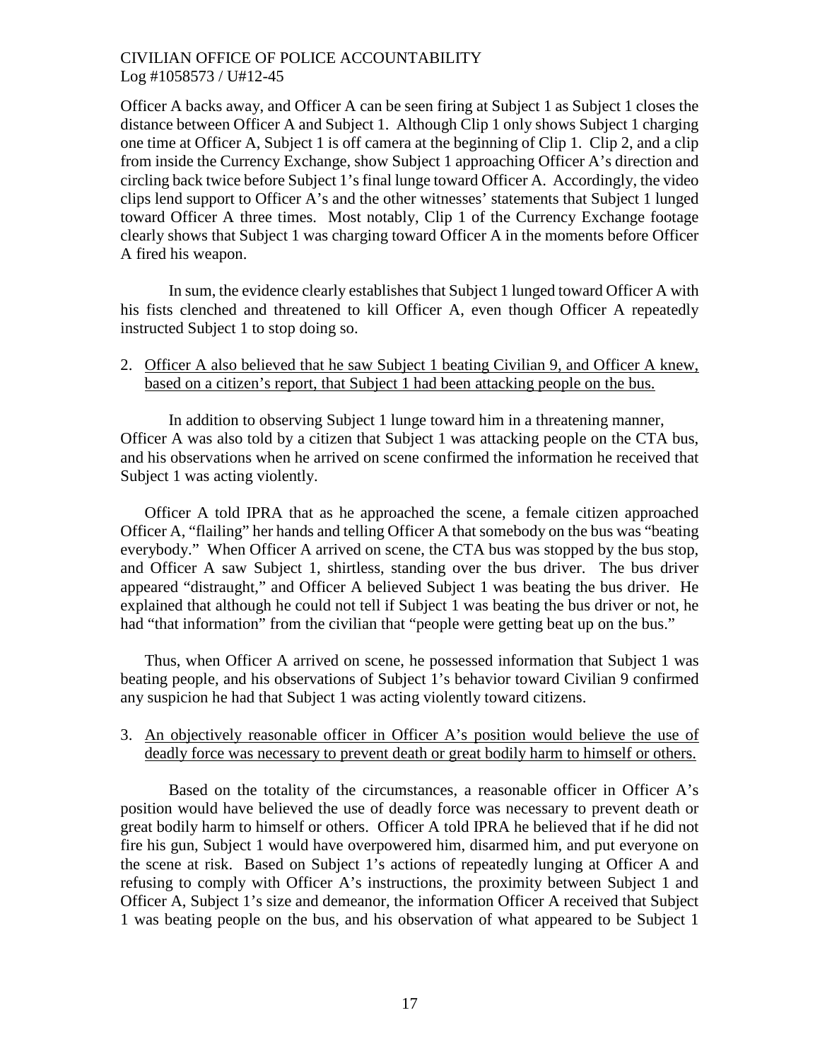Officer A backs away, and Officer A can be seen firing at Subject 1 as Subject 1 closes the distance between Officer A and Subject 1. Although Clip 1 only shows Subject 1 charging one time at Officer A, Subject 1 is off camera at the beginning of Clip 1. Clip 2, and a clip from inside the Currency Exchange, show Subject 1 approaching Officer A's direction and circling back twice before Subject 1's final lunge toward Officer A. Accordingly, the video clips lend support to Officer A's and the other witnesses' statements that Subject 1 lunged toward Officer A three times. Most notably, Clip 1 of the Currency Exchange footage clearly shows that Subject 1 was charging toward Officer A in the moments before Officer A fired his weapon.

In sum, the evidence clearly establishes that Subject 1 lunged toward Officer A with his fists clenched and threatened to kill Officer A, even though Officer A repeatedly instructed Subject 1 to stop doing so.

2. Officer A also believed that he saw Subject 1 beating Civilian 9, and Officer A knew, based on a citizen's report, that Subject 1 had been attacking people on the bus.

In addition to observing Subject 1 lunge toward him in a threatening manner, Officer A was also told by a citizen that Subject 1 was attacking people on the CTA bus, and his observations when he arrived on scene confirmed the information he received that Subject 1 was acting violently.

Officer A told IPRA that as he approached the scene, a female citizen approached Officer A, "flailing" her hands and telling Officer A that somebody on the bus was "beating everybody." When Officer A arrived on scene, the CTA bus was stopped by the bus stop, and Officer A saw Subject 1, shirtless, standing over the bus driver. The bus driver appeared "distraught," and Officer A believed Subject 1 was beating the bus driver. He explained that although he could not tell if Subject 1 was beating the bus driver or not, he had "that information" from the civilian that "people were getting beat up on the bus."

Thus, when Officer A arrived on scene, he possessed information that Subject 1 was beating people, and his observations of Subject 1's behavior toward Civilian 9 confirmed any suspicion he had that Subject 1 was acting violently toward citizens.

3. An objectively reasonable officer in Officer A's position would believe the use of deadly force was necessary to prevent death or great bodily harm to himself or others.

Based on the totality of the circumstances, a reasonable officer in Officer A's position would have believed the use of deadly force was necessary to prevent death or great bodily harm to himself or others. Officer A told IPRA he believed that if he did not fire his gun, Subject 1 would have overpowered him, disarmed him, and put everyone on the scene at risk. Based on Subject 1's actions of repeatedly lunging at Officer A and refusing to comply with Officer A's instructions, the proximity between Subject 1 and Officer A, Subject 1's size and demeanor, the information Officer A received that Subject 1 was beating people on the bus, and his observation of what appeared to be Subject 1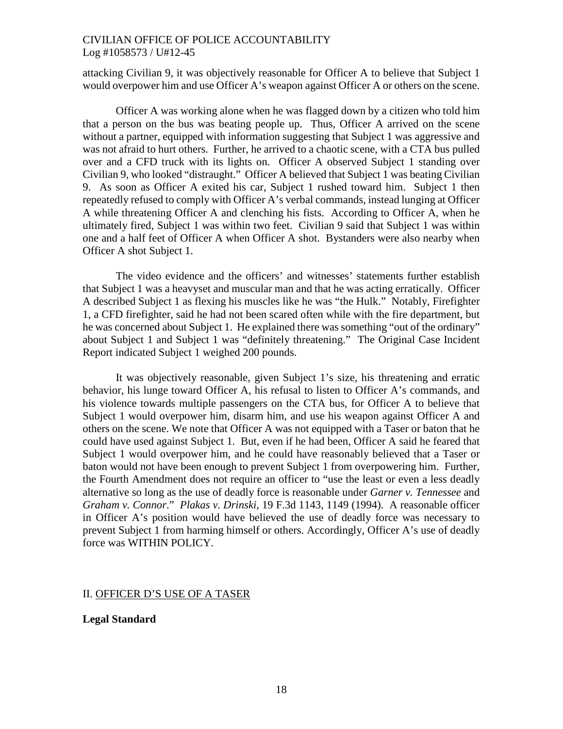attacking Civilian 9, it was objectively reasonable for Officer A to believe that Subject 1 would overpower him and use Officer A's weapon against Officer A or others on the scene.

Officer A was working alone when he was flagged down by a citizen who told him that a person on the bus was beating people up. Thus, Officer A arrived on the scene without a partner, equipped with information suggesting that Subject 1 was aggressive and was not afraid to hurt others. Further, he arrived to a chaotic scene, with a CTA bus pulled over and a CFD truck with its lights on. Officer A observed Subject 1 standing over Civilian 9, who looked "distraught." Officer A believed that Subject 1 was beating Civilian 9. As soon as Officer A exited his car, Subject 1 rushed toward him. Subject 1 then repeatedly refused to comply with Officer A's verbal commands, instead lunging at Officer A while threatening Officer A and clenching his fists. According to Officer A, when he ultimately fired, Subject 1 was within two feet. Civilian 9 said that Subject 1 was within one and a half feet of Officer A when Officer A shot. Bystanders were also nearby when Officer A shot Subject 1.

The video evidence and the officers' and witnesses' statements further establish that Subject 1 was a heavyset and muscular man and that he was acting erratically. Officer A described Subject 1 as flexing his muscles like he was "the Hulk." Notably, Firefighter 1, a CFD firefighter, said he had not been scared often while with the fire department, but he was concerned about Subject 1. He explained there was something "out of the ordinary" about Subject 1 and Subject 1 was "definitely threatening." The Original Case Incident Report indicated Subject 1 weighed 200 pounds.

It was objectively reasonable, given Subject 1's size, his threatening and erratic behavior, his lunge toward Officer A, his refusal to listen to Officer A's commands, and his violence towards multiple passengers on the CTA bus, for Officer A to believe that Subject 1 would overpower him, disarm him, and use his weapon against Officer A and others on the scene. We note that Officer A was not equipped with a Taser or baton that he could have used against Subject 1. But, even if he had been, Officer A said he feared that Subject 1 would overpower him, and he could have reasonably believed that a Taser or baton would not have been enough to prevent Subject 1 from overpowering him. Further, the Fourth Amendment does not require an officer to "use the least or even a less deadly alternative so long as the use of deadly force is reasonable under *Garner v. Tennessee* and *Graham v. Connor*." *Plakas v. Drinski*, 19 F.3d 1143, 1149 (1994). A reasonable officer in Officer A's position would have believed the use of deadly force was necessary to prevent Subject 1 from harming himself or others. Accordingly, Officer A's use of deadly force was WITHIN POLICY.

## II. OFFICER D'S USE OF A TASER

**Legal Standard**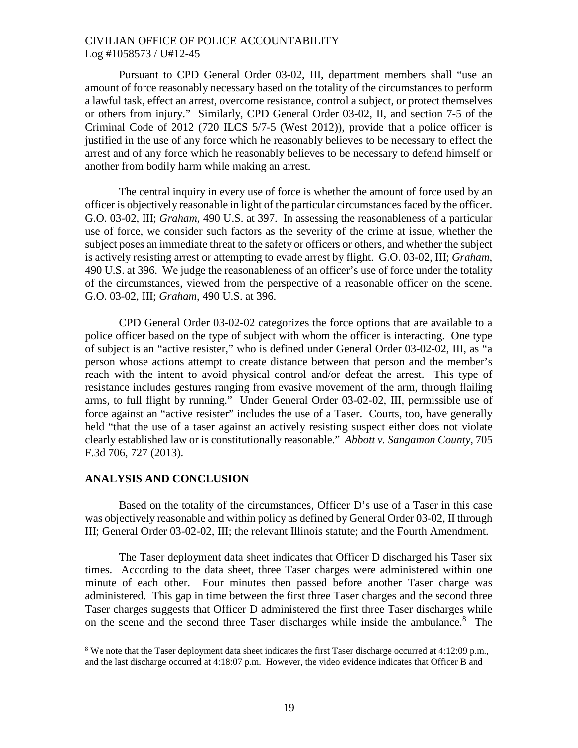Pursuant to CPD General Order 03-02, III, department members shall "use an amount of force reasonably necessary based on the totality of the circumstances to perform a lawful task, effect an arrest, overcome resistance, control a subject, or protect themselves or others from injury." Similarly, CPD General Order 03-02, II, and section 7-5 of the Criminal Code of 2012 (720 ILCS 5/7-5 (West 2012)), provide that a police officer is justified in the use of any force which he reasonably believes to be necessary to effect the arrest and of any force which he reasonably believes to be necessary to defend himself or another from bodily harm while making an arrest.

The central inquiry in every use of force is whether the amount of force used by an officer is objectively reasonable in light of the particular circumstances faced by the officer. G.O. 03-02, III; *Graham*, 490 U.S. at 397. In assessing the reasonableness of a particular use of force, we consider such factors as the severity of the crime at issue, whether the subject poses an immediate threat to the safety or officers or others, and whether the subject is actively resisting arrest or attempting to evade arrest by flight. G.O. 03-02, III; *Graham*, 490 U.S. at 396. We judge the reasonableness of an officer's use of force under the totality of the circumstances, viewed from the perspective of a reasonable officer on the scene. G.O. 03-02, III; *Graham*, 490 U.S. at 396.

CPD General Order 03-02-02 categorizes the force options that are available to a police officer based on the type of subject with whom the officer is interacting. One type of subject is an "active resister," who is defined under General Order 03-02-02, III, as "a person whose actions attempt to create distance between that person and the member's reach with the intent to avoid physical control and/or defeat the arrest. This type of resistance includes gestures ranging from evasive movement of the arm, through flailing arms, to full flight by running." Under General Order 03-02-02, III, permissible use of force against an "active resister" includes the use of a Taser. Courts, too, have generally held "that the use of a taser against an actively resisting suspect either does not violate clearly established law or is constitutionally reasonable." *Abbott v. Sangamon County*, 705 F.3d 706, 727 (2013).

## ANALYSIS AND CONCLUSION

Based on the totality of the circumstances, Officer D's use of a Taser in this case was objectively reasonable and within policy as defined by General Order 03-02, II through III; General Order 03-02-02, III; the relevant Illinois statute; and the Fourth Amendment.

The Taser deployment data sheet indicates that Officer D discharged his Taser six times. According to the data sheet, three Taser charges were administered within one minute of each other. Four minutes then passed before another Taser charge was administered. This gap in time between the first three Taser charges and the second three Taser charges suggests that Officer D administered the first three Taser discharges while on the scene and the second three Taser discharges while inside the ambulance.[8] The

[8] We note that the Taser deployment data sheet indicates the first Taser discharge occurred at 4:12:09 p.m., and the last discharge occurred at 4:18:07 p.m. However, the video evidence indicates that Officer B and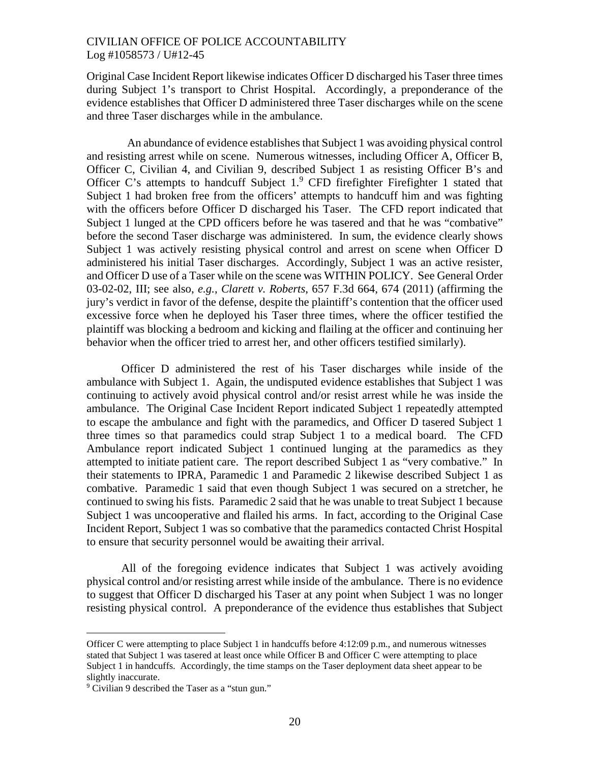Original Case Incident Report likewise indicates Officer D discharged his Taser three times during Subject 1's transport to Christ Hospital. Accordingly, a preponderance of the evidence establishes that Officer D administered three Taser discharges while on the scene and three Taser discharges while in the ambulance.

An abundance of evidence establishes that Subject 1 was avoiding physical control and resisting arrest while on scene. Numerous witnesses, including Officer A, Officer B, Officer C, Civilian 4, and Civilian 9, described Subject 1 as resisting Officer B's and Officer C's attempts to handcuff Subject 1.[9] CFD firefighter Firefighter 1 stated that Subject 1 had broken free from the officers' attempts to handcuff him and was fighting with the officers before Officer D discharged his Taser. The CFD report indicated that Subject 1 lunged at the CPD officers before he was tasered and that he was "combative" before the second Taser discharge was administered. In sum, the evidence clearly shows Subject 1 was actively resisting physical control and arrest on scene when Officer D administered his initial Taser discharges. Accordingly, Subject 1 was an active resister, and Officer D use of a Taser while on the scene was WITHIN POLICY. See General Order 03-02-02, III; see also, *e.g.*, *Clarett v. Roberts*, 657 F.3d 664, 674 (2011) (affirming the jury's verdict in favor of the defense, despite the plaintiff's contention that the officer used excessive force when he deployed his Taser three times, where the officer testified the plaintiff was blocking a bedroom and kicking and flailing at the officer and continuing her behavior when the officer tried to arrest her, and other officers testified similarly).

Officer D administered the rest of his Taser discharges while inside of the ambulance with Subject 1. Again, the undisputed evidence establishes that Subject 1 was continuing to actively avoid physical control and/or resist arrest while he was inside the ambulance. The Original Case Incident Report indicated Subject 1 repeatedly attempted to escape the ambulance and fight with the paramedics, and Officer D tasered Subject 1 three times so that paramedics could strap Subject 1 to a medical board. The CFD Ambulance report indicated Subject 1 continued lunging at the paramedics as they attempted to initiate patient care. The report described Subject 1 as "very combative." In their statements to IPRA, Paramedic 1 and Paramedic 2 likewise described Subject 1 as combative. Paramedic 1 said that even though Subject 1 was secured on a stretcher, he continued to swing his fists. Paramedic 2 said that he was unable to treat Subject 1 because Subject 1 was uncooperative and flailed his arms. In fact, according to the Original Case Incident Report, Subject 1 was so combative that the paramedics contacted Christ Hospital to ensure that security personnel would be awaiting their arrival.

All of the foregoing evidence indicates that Subject 1 was actively avoiding physical control and/or resisting arrest while inside of the ambulance. There is no evidence to suggest that Officer D discharged his Taser at any point when Subject 1 was no longer resisting physical control. A preponderance of the evidence thus establishes that Subject

---

Officer C were attempting to place Subject 1 in handcuffs before 4:12:09 p.m., and numerous witnesses stated that Subject 1 was tasered at least once while Officer B and Officer C were attempting to place Subject 1 in handcuffs. Accordingly, the time stamps on the Taser deployment data sheet appear to be slightly inaccurate.

[9] Civilian 9 described the Taser as a "stun gun."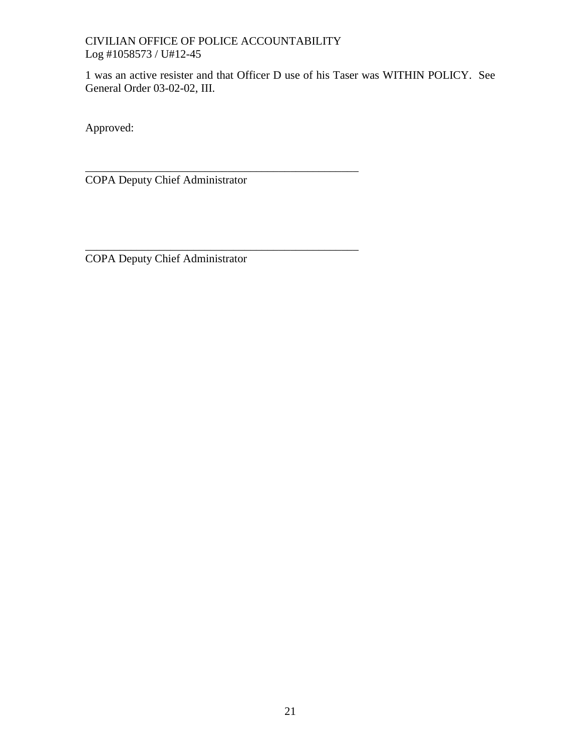1 was an active resister and that Officer D use of his Taser was WITHIN POLICY. See General Order 03-02-02, III.

Approved:

\_\_\_\_\_\_\_\_\_\_\_\_\_\_\_\_\_\_\_\_\_\_\_\_\_\_\_\_\_\_\_\_\_\_\_\_\_\_\_\_\_\_\_\_\_\_\_\_
COPA Deputy Chief Administrator

\_\_\_\_\_\_\_\_\_\_\_\_\_\_\_\_\_\_\_\_\_\_\_\_\_\_\_\_\_\_\_\_\_\_\_\_\_\_\_\_\_\_\_\_\_\_\_\_
COPA Deputy Chief Administrator